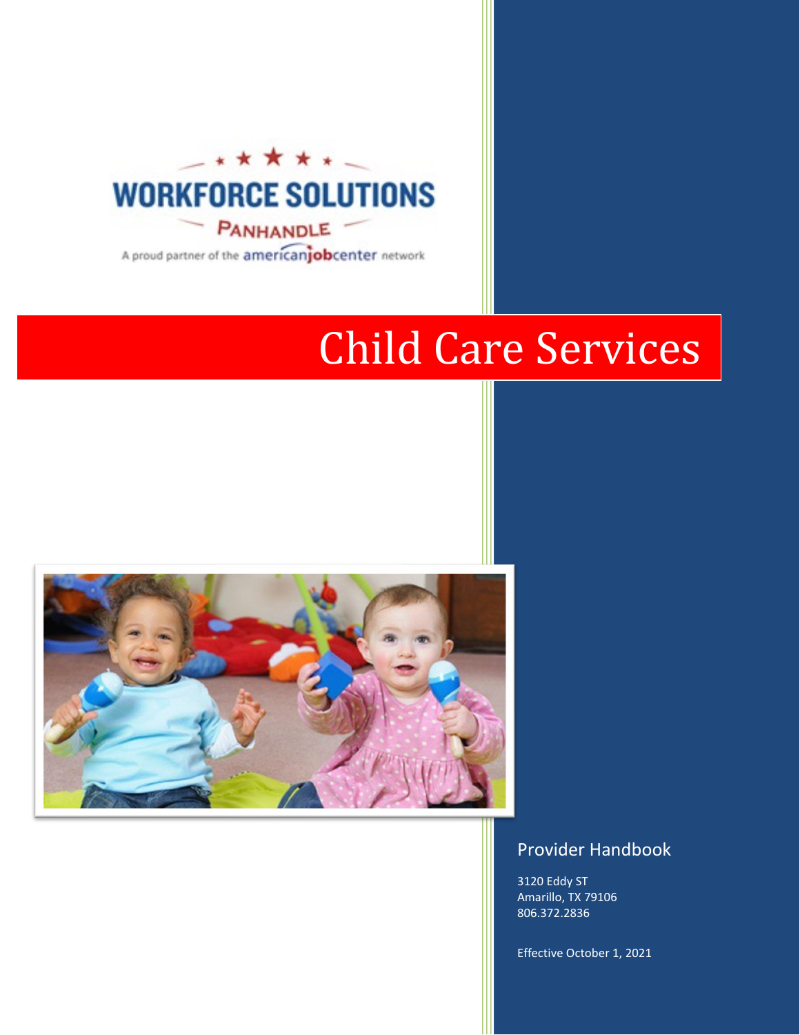WORKFORCE SOLUTIONS

PANHANDLE

A proud partner of the americanjobcenter network

# Child Care Services

## Provider Handbook

3120 Eddy ST
Amarillo, TX 79106
806.372.2836

Effective October 1, 2021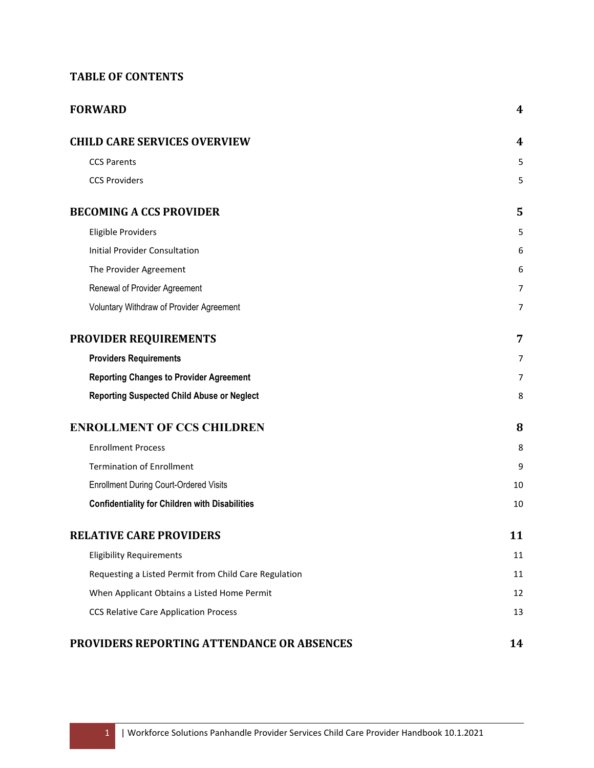**TABLE OF CONTENTS**

| | |
|---|---|
| **FORWARD** | **4** |
| **CHILD CARE SERVICES OVERVIEW** | **4** |
| CCS Parents | 5 |
| CCS Providers | 5 |
| **BECOMING A CCS PROVIDER** | **5** |
| Eligible Providers | 5 |
| Initial Provider Consultation | 6 |
| The Provider Agreement | 6 |
| Renewal of Provider Agreement | 7 |
| Voluntary Withdraw of Provider Agreement | 7 |
| **PROVIDER REQUIREMENTS** | **7** |
| **Providers Requirements** | 7 |
| **Reporting Changes to Provider Agreement** | 7 |
| **Reporting Suspected Child Abuse or Neglect** | 8 |
| **ENROLLMENT OF CCS CHILDREN** | **8** |
| Enrollment Process | 8 |
| Termination of Enrollment | 9 |
| Enrollment During Court-Ordered Visits | 10 |
| **Confidentiality for Children with Disabilities** | 10 |
| **RELATIVE CARE PROVIDERS** | **11** |
| Eligibility Requirements | 11 |
| Requesting a Listed Permit from Child Care Regulation | 11 |
| When Applicant Obtains a Listed Home Permit | 12 |
| CCS Relative Care Application Process | 13 |
| **PROVIDERS REPORTING ATTENDANCE OR ABSENCES** | **14** |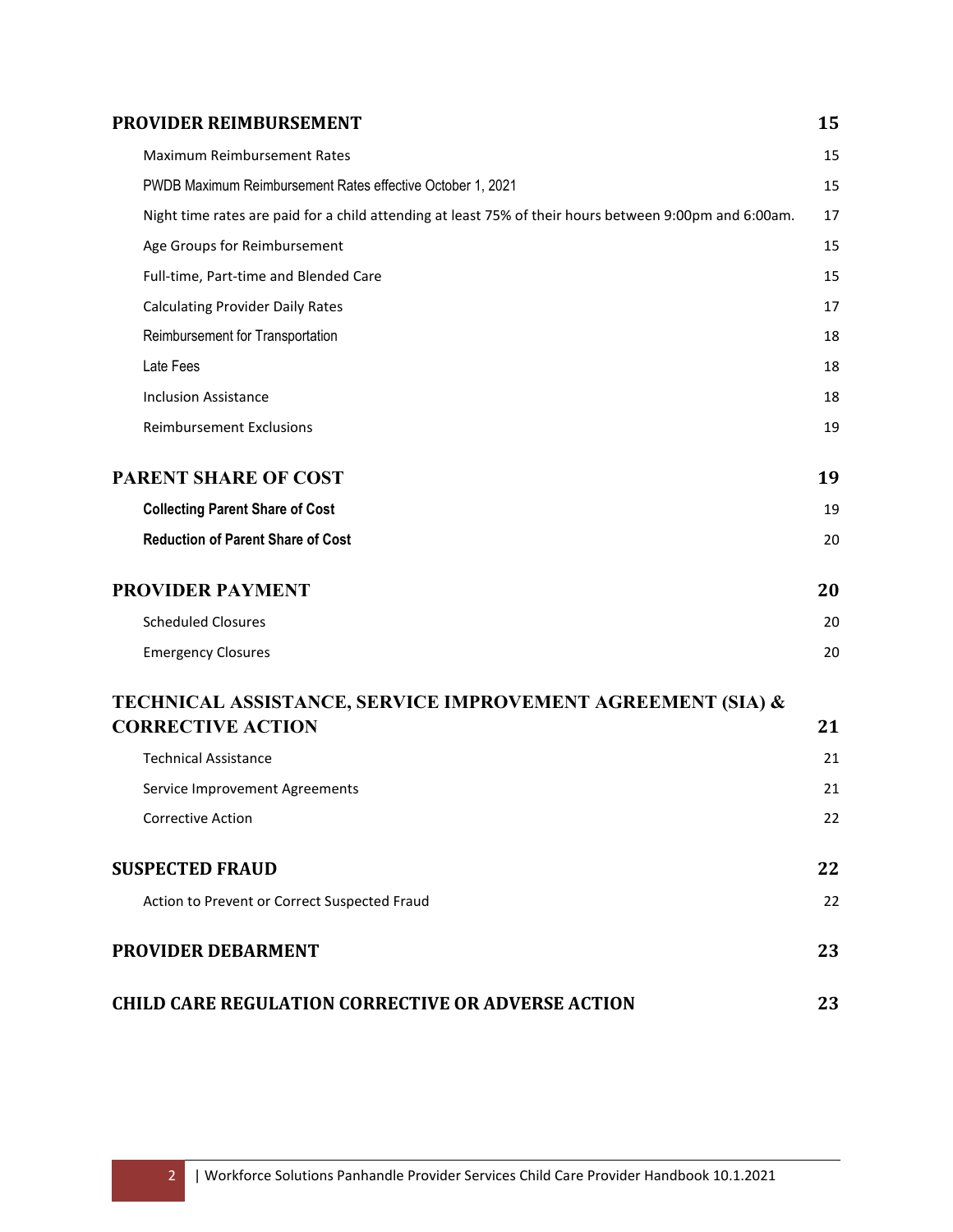**PROVIDER REIMBURSEMENT** 15

- Maximum Reimbursement Rates 15
- PWDB Maximum Reimbursement Rates effective October 1, 2021 15
- Night time rates are paid for a child attending at least 75% of their hours between 9:00pm and 6:00am. 17
- Age Groups for Reimbursement 15
- Full-time, Part-time and Blended Care 15
- Calculating Provider Daily Rates 17
- Reimbursement for Transportation 18
- Late Fees 18
- Inclusion Assistance 18
- Reimbursement Exclusions 19

**PARENT SHARE OF COST** 19

- **Collecting Parent Share of Cost** 19
- **Reduction of Parent Share of Cost** 20

**PROVIDER PAYMENT** 20

- Scheduled Closures 20
- Emergency Closures 20

**TECHNICAL ASSISTANCE, SERVICE IMPROVEMENT AGREEMENT (SIA) & CORRECTIVE ACTION** 21

- Technical Assistance 21
- Service Improvement Agreements 21
- Corrective Action 22

**SUSPECTED FRAUD** 22

- Action to Prevent or Correct Suspected Fraud 22

**PROVIDER DEBARMENT** 23

**CHILD CARE REGULATION CORRECTIVE OR ADVERSE ACTION** 23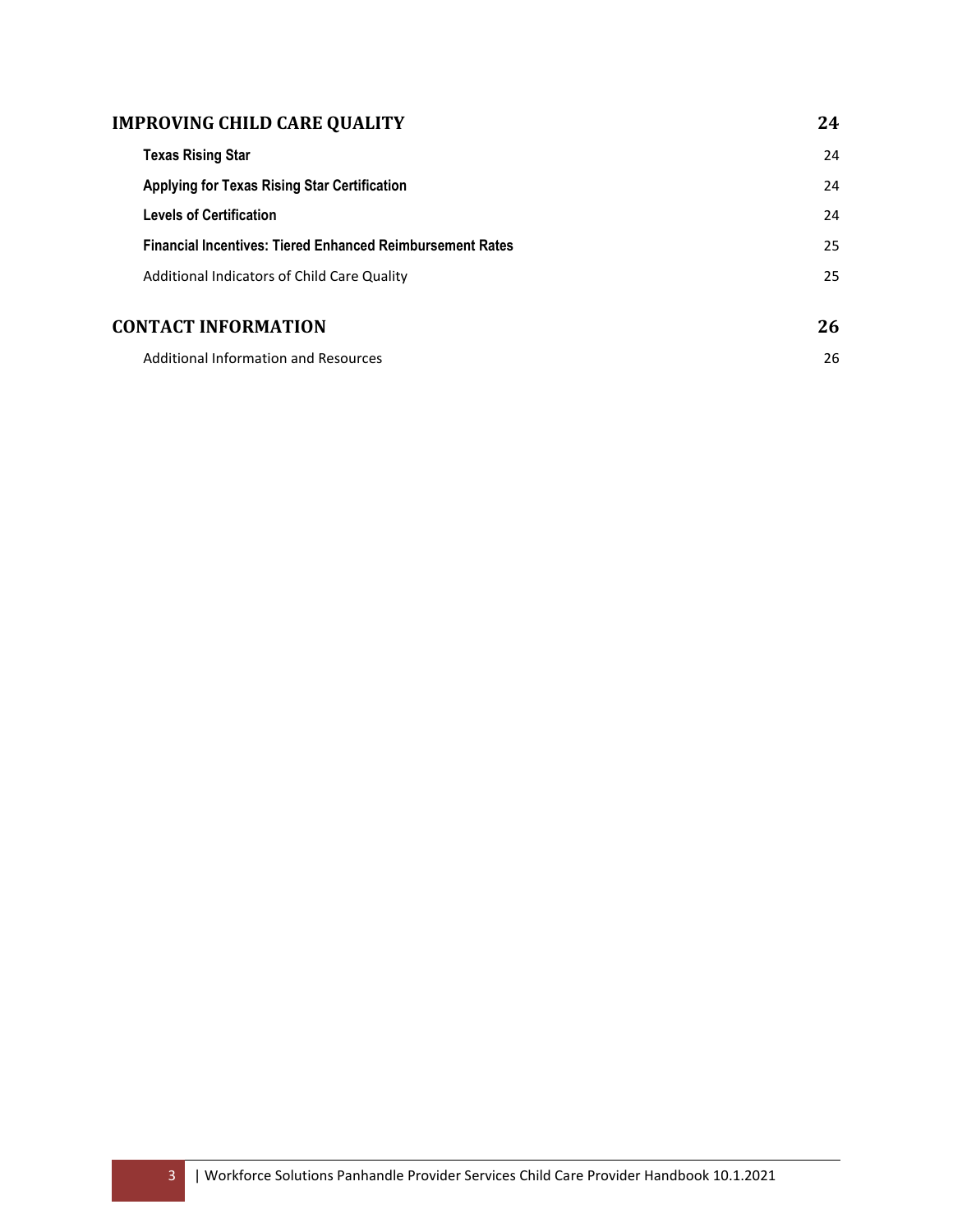| | |
|---|---|
| **IMPROVING CHILD CARE QUALITY** | **24** |
| **Texas Rising Star** | 24 |
| **Applying for Texas Rising Star Certification** | 24 |
| **Levels of Certification** | 24 |
| **Financial Incentives: Tiered Enhanced Reimbursement Rates** | 25 |
| Additional Indicators of Child Care Quality | 25 |
| **CONTACT INFORMATION** | **26** |
| Additional Information and Resources | 26 |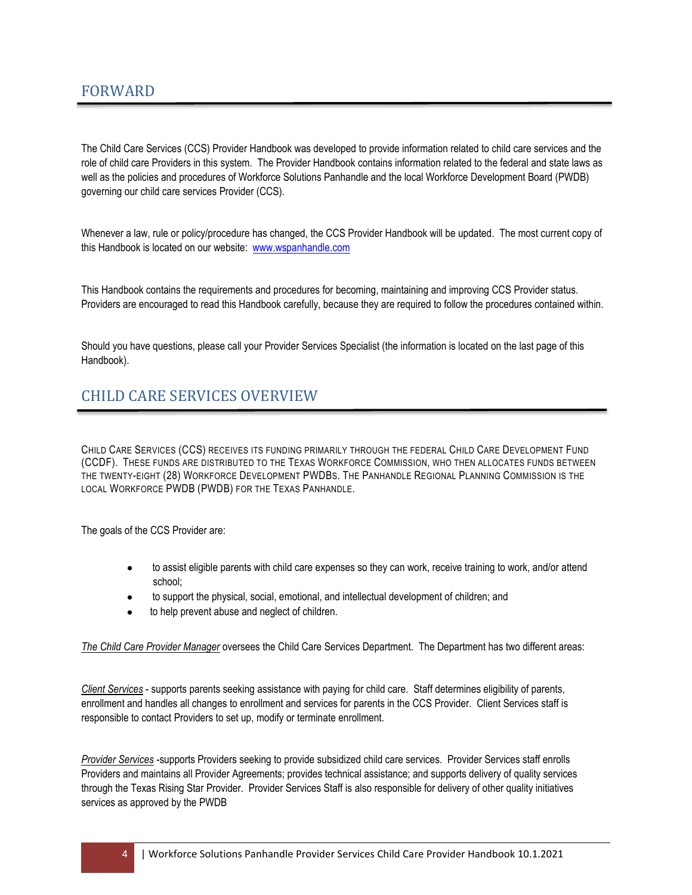## FORWARD

The Child Care Services (CCS) Provider Handbook was developed to provide information related to child care services and the role of child care Providers in this system. The Provider Handbook contains information related to the federal and state laws as well as the policies and procedures of Workforce Solutions Panhandle and the local Workforce Development Board (PWDB) governing our child care services Provider (CCS).

Whenever a law, rule or policy/procedure has changed, the CCS Provider Handbook will be updated. The most current copy of this Handbook is located on our website: [www.wspanhandle.com](http://www.wspanhandle.com)

This Handbook contains the requirements and procedures for becoming, maintaining and improving CCS Provider status. Providers are encouraged to read this Handbook carefully, because they are required to follow the procedures contained within.

Should you have questions, please call your Provider Services Specialist (the information is located on the last page of this Handbook).

## CHILD CARE SERVICES OVERVIEW

CHILD CARE SERVICES (CCS) RECEIVES ITS FUNDING PRIMARILY THROUGH THE FEDERAL CHILD CARE DEVELOPMENT FUND (CCDF). THESE FUNDS ARE DISTRIBUTED TO THE TEXAS WORKFORCE COMMISSION, WHO THEN ALLOCATES FUNDS BETWEEN THE TWENTY-EIGHT (28) WORKFORCE DEVELOPMENT PWDBS. THE PANHANDLE REGIONAL PLANNING COMMISSION IS THE LOCAL WORKFORCE PWDB (PWDB) FOR THE TEXAS PANHANDLE.

The goals of the CCS Provider are:

- to assist eligible parents with child care expenses so they can work, receive training to work, and/or attend school;
- to support the physical, social, emotional, and intellectual development of children; and
- to help prevent abuse and neglect of children.

*The Child Care Provider Manager* oversees the Child Care Services Department. The Department has two different areas:

*Client Services* - supports parents seeking assistance with paying for child care. Staff determines eligibility of parents, enrollment and handles all changes to enrollment and services for parents in the CCS Provider. Client Services staff is responsible to contact Providers to set up, modify or terminate enrollment.

*Provider Services* -supports Providers seeking to provide subsidized child care services. Provider Services staff enrolls Providers and maintains all Provider Agreements; provides technical assistance; and supports delivery of quality services through the Texas Rising Star Provider. Provider Services Staff is also responsible for delivery of other quality initiatives services as approved by the PWDB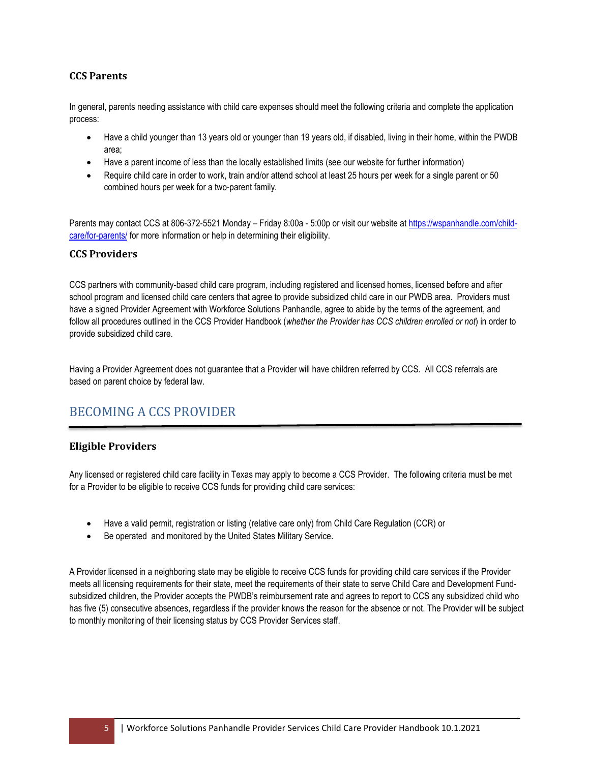### CCS Parents

In general, parents needing assistance with child care expenses should meet the following criteria and complete the application process:

- Have a child younger than 13 years old or younger than 19 years old, if disabled, living in their home, within the PWDB area;
- Have a parent income of less than the locally established limits (see our website for further information)
- Require child care in order to work, train and/or attend school at least 25 hours per week for a single parent or 50 combined hours per week for a two-parent family.

Parents may contact CCS at 806-372-5521 Monday – Friday 8:00a - 5:00p or visit our website at https://wspanhandle.com/child-care/for-parents/ for more information or help in determining their eligibility.

### CCS Providers

CCS partners with community-based child care program, including registered and licensed homes, licensed before and after school program and licensed child care centers that agree to provide subsidized child care in our PWDB area. Providers must have a signed Provider Agreement with Workforce Solutions Panhandle, agree to abide by the terms of the agreement, and follow all procedures outlined in the CCS Provider Handbook (*whether the Provider has CCS children enrolled or not*) in order to provide subsidized child care.

Having a Provider Agreement does not guarantee that a Provider will have children referred by CCS. All CCS referrals are based on parent choice by federal law.

## BECOMING A CCS PROVIDER

### Eligible Providers

Any licensed or registered child care facility in Texas may apply to become a CCS Provider. The following criteria must be met for a Provider to be eligible to receive CCS funds for providing child care services:

- Have a valid permit, registration or listing (relative care only) from Child Care Regulation (CCR) or
- Be operated and monitored by the United States Military Service.

A Provider licensed in a neighboring state may be eligible to receive CCS funds for providing child care services if the Provider meets all licensing requirements for their state, meet the requirements of their state to serve Child Care and Development Fund-subsidized children, the Provider accepts the PWDB's reimbursement rate and agrees to report to CCS any subsidized child who has five (5) consecutive absences, regardless if the provider knows the reason for the absence or not. The Provider will be subject to monthly monitoring of their licensing status by CCS Provider Services staff.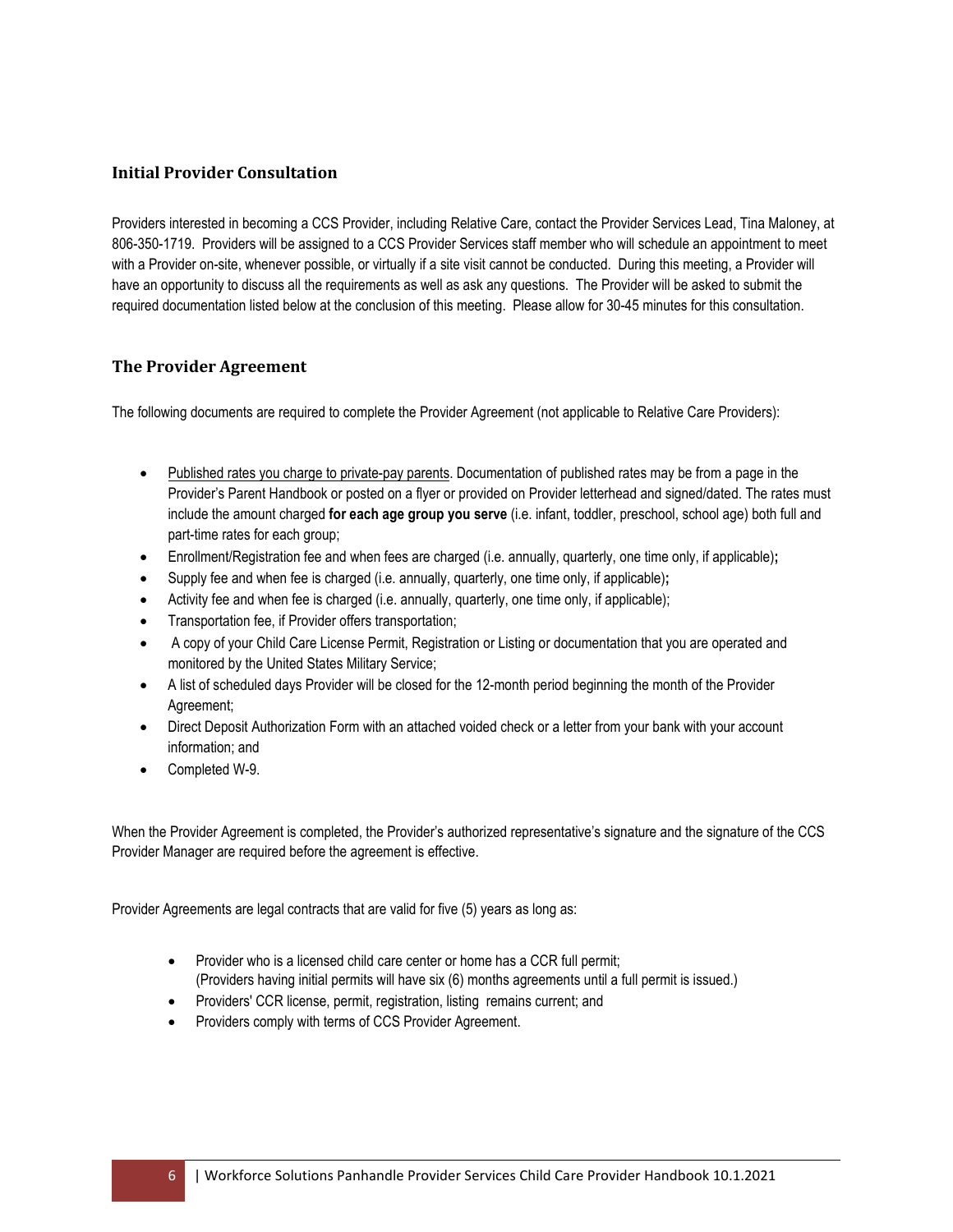## Initial Provider Consultation

Providers interested in becoming a CCS Provider, including Relative Care, contact the Provider Services Lead, Tina Maloney, at 806-350-1719. Providers will be assigned to a CCS Provider Services staff member who will schedule an appointment to meet with a Provider on-site, whenever possible, or virtually if a site visit cannot be conducted. During this meeting, a Provider will have an opportunity to discuss all the requirements as well as ask any questions. The Provider will be asked to submit the required documentation listed below at the conclusion of this meeting. Please allow for 30-45 minutes for this consultation.

## The Provider Agreement

The following documents are required to complete the Provider Agreement (not applicable to Relative Care Providers):

- Published rates you charge to private-pay parents. Documentation of published rates may be from a page in the Provider's Parent Handbook or posted on a flyer or provided on Provider letterhead and signed/dated. The rates must include the amount charged **for each age group you serve** (i.e. infant, toddler, preschool, school age) both full and part-time rates for each group;
- Enrollment/Registration fee and when fees are charged (i.e. annually, quarterly, one time only, if applicable);
- Supply fee and when fee is charged (i.e. annually, quarterly, one time only, if applicable);
- Activity fee and when fee is charged (i.e. annually, quarterly, one time only, if applicable);
- Transportation fee, if Provider offers transportation;
- A copy of your Child Care License Permit, Registration or Listing or documentation that you are operated and monitored by the United States Military Service;
- A list of scheduled days Provider will be closed for the 12-month period beginning the month of the Provider Agreement;
- Direct Deposit Authorization Form with an attached voided check or a letter from your bank with your account information; and
- Completed W-9.

When the Provider Agreement is completed, the Provider's authorized representative's signature and the signature of the CCS Provider Manager are required before the agreement is effective.

Provider Agreements are legal contracts that are valid for five (5) years as long as:

- Provider who is a licensed child care center or home has a CCR full permit; (Providers having initial permits will have six (6) months agreements until a full permit is issued.)
- Providers' CCR license, permit, registration, listing remains current; and
- Providers comply with terms of CCS Provider Agreement.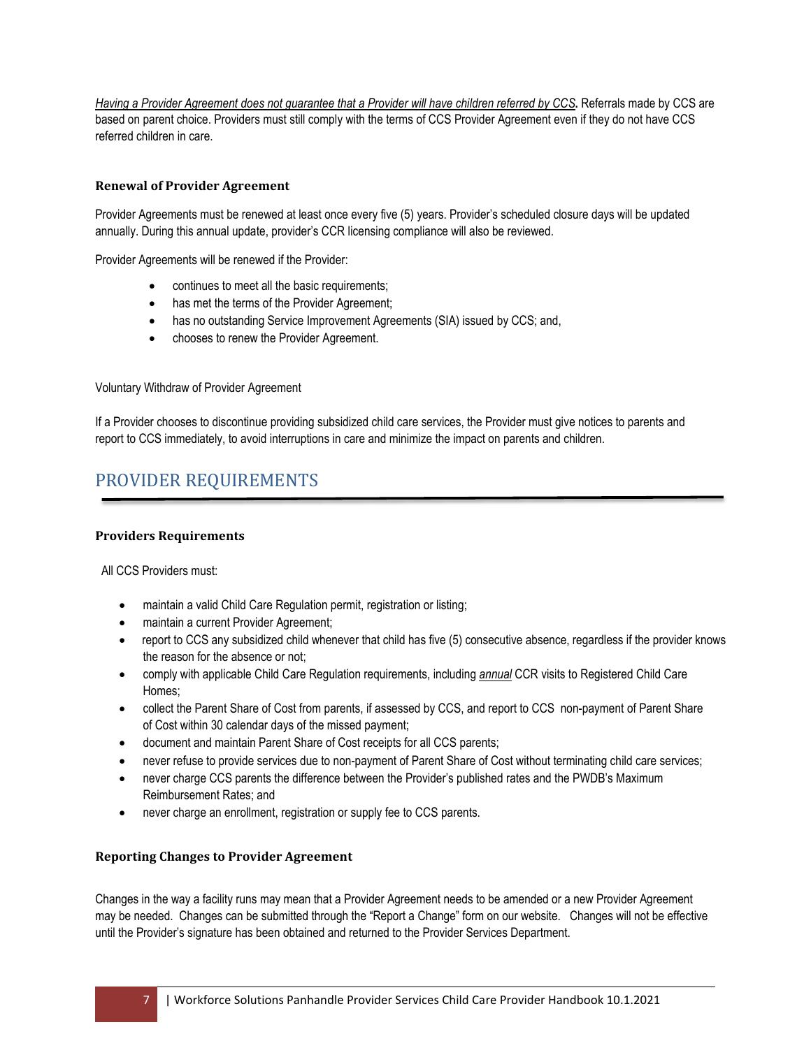*<u>Having a Provider Agreement does not guarantee that a Provider will have children referred by CCS</u>***.** Referrals made by CCS are based on parent choice. Providers must still comply with the terms of CCS Provider Agreement even if they do not have CCS referred children in care.

### Renewal of Provider Agreement

Provider Agreements must be renewed at least once every five (5) years. Provider's scheduled closure days will be updated annually. During this annual update, provider's CCR licensing compliance will also be reviewed.

Provider Agreements will be renewed if the Provider:

- continues to meet all the basic requirements;
- has met the terms of the Provider Agreement;
- has no outstanding Service Improvement Agreements (SIA) issued by CCS; and,
- chooses to renew the Provider Agreement.

Voluntary Withdraw of Provider Agreement

If a Provider chooses to discontinue providing subsidized child care services, the Provider must give notices to parents and report to CCS immediately, to avoid interruptions in care and minimize the impact on parents and children.

## PROVIDER REQUIREMENTS

### Providers Requirements

All CCS Providers must:

- maintain a valid Child Care Regulation permit, registration or listing;
- maintain a current Provider Agreement;
- report to CCS any subsidized child whenever that child has five (5) consecutive absence, regardless if the provider knows the reason for the absence or not;
- comply with applicable Child Care Regulation requirements, including *<u>annual</u>* CCR visits to Registered Child Care Homes;
- collect the Parent Share of Cost from parents, if assessed by CCS, and report to CCS non-payment of Parent Share of Cost within 30 calendar days of the missed payment;
- document and maintain Parent Share of Cost receipts for all CCS parents;
- never refuse to provide services due to non-payment of Parent Share of Cost without terminating child care services;
- never charge CCS parents the difference between the Provider's published rates and the PWDB's Maximum Reimbursement Rates; and
- never charge an enrollment, registration or supply fee to CCS parents.

### Reporting Changes to Provider Agreement

Changes in the way a facility runs may mean that a Provider Agreement needs to be amended or a new Provider Agreement may be needed. Changes can be submitted through the "Report a Change" form on our website. Changes will not be effective until the Provider's signature has been obtained and returned to the Provider Services Department.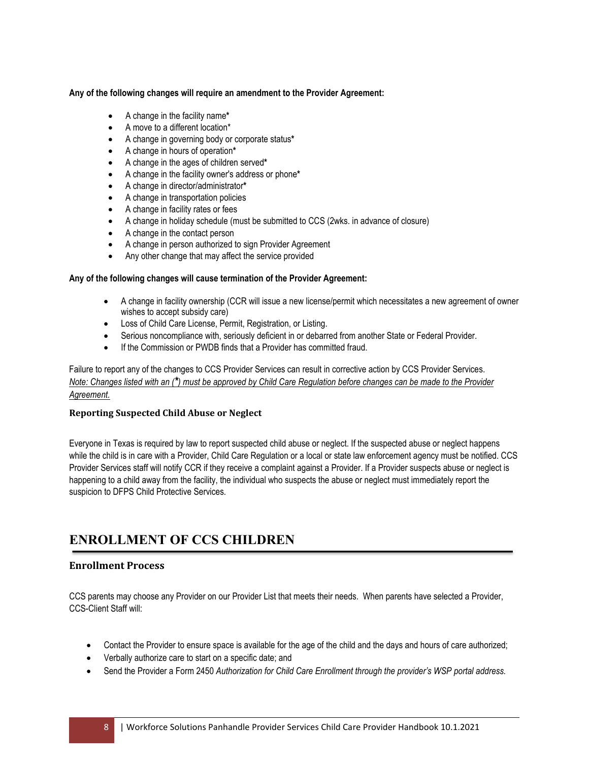**Any of the following changes will require an amendment to the Provider Agreement:**

- A change in the facility name*
- A move to a different location*
- A change in governing body or corporate status*
- A change in hours of operation*
- A change in the ages of children served*
- A change in the facility owner's address or phone*
- A change in director/administrator*
- A change in transportation policies
- A change in facility rates or fees
- A change in holiday schedule (must be submitted to CCS (2wks. in advance of closure)
- A change in the contact person
- A change in person authorized to sign Provider Agreement
- Any other change that may affect the service provided

**Any of the following changes will cause termination of the Provider Agreement:**

- A change in facility ownership (CCR will issue a new license/permit which necessitates a new agreement of owner wishes to accept subsidy care)
- Loss of Child Care License, Permit, Registration, or Listing.
- Serious noncompliance with, seriously deficient in or debarred from another State or Federal Provider.
- If the Commission or PWDB finds that a Provider has committed fraud.

Failure to report any of the changes to CCS Provider Services can result in corrective action by CCS Provider Services.
*Note: Changes listed with an (*) must be approved by Child Care Regulation before changes can be made to the Provider Agreement.*

### Reporting Suspected Child Abuse or Neglect

Everyone in Texas is required by law to report suspected child abuse or neglect. If the suspected abuse or neglect happens while the child is in care with a Provider, Child Care Regulation or a local or state law enforcement agency must be notified. CCS Provider Services staff will notify CCR if they receive a complaint against a Provider. If a Provider suspects abuse or neglect is happening to a child away from the facility, the individual who suspects the abuse or neglect must immediately report the suspicion to DFPS Child Protective Services.

## ENROLLMENT OF CCS CHILDREN

### Enrollment Process

CCS parents may choose any Provider on our Provider List that meets their needs. When parents have selected a Provider, CCS-Client Staff will:

- Contact the Provider to ensure space is available for the age of the child and the days and hours of care authorized;
- Verbally authorize care to start on a specific date; and
- Send the Provider a Form 2450 *Authorization for Child Care Enrollment through the provider's WSP portal address.*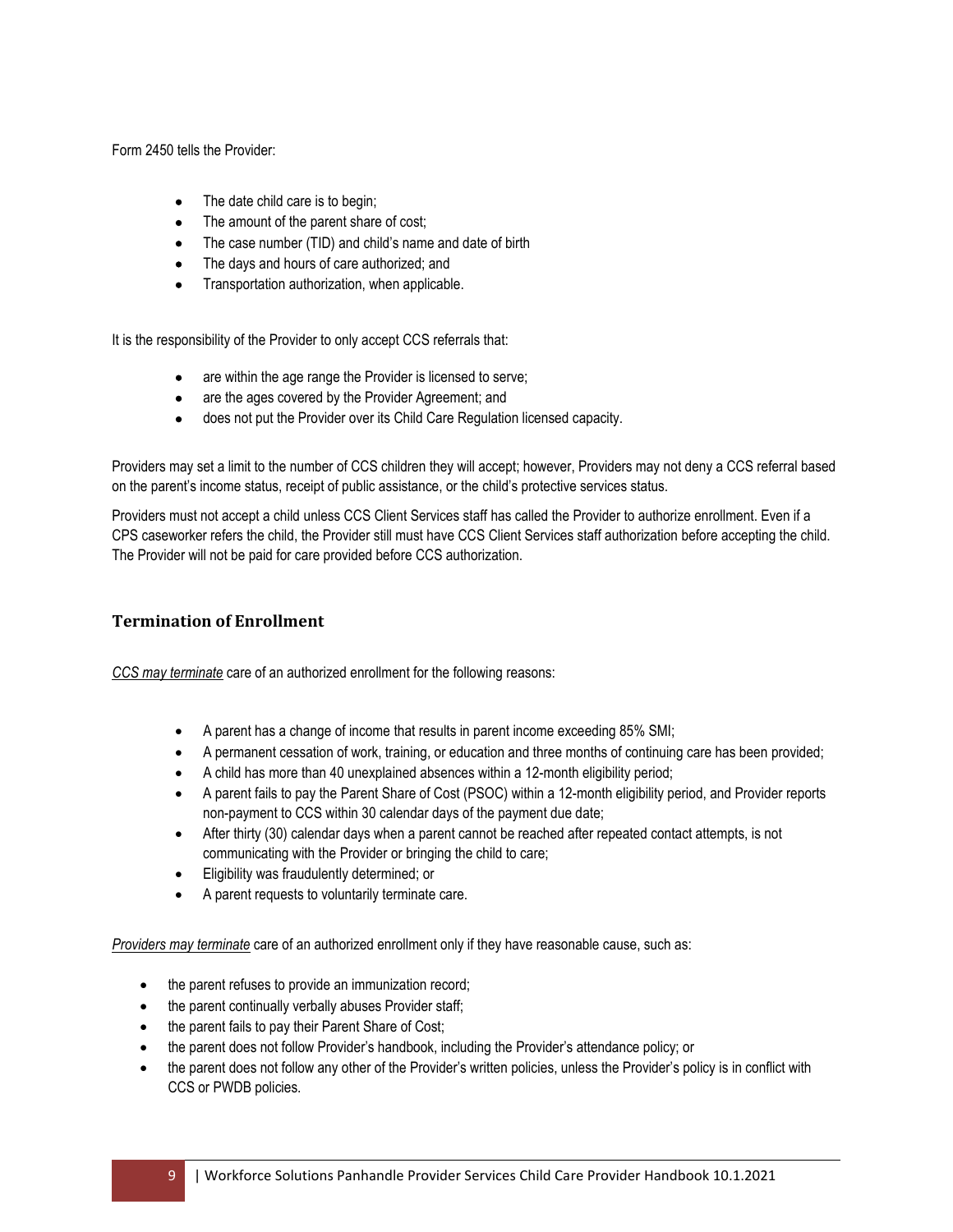Form 2450 tells the Provider:

- The date child care is to begin;
- The amount of the parent share of cost;
- The case number (TID) and child's name and date of birth
- The days and hours of care authorized; and
- Transportation authorization, when applicable.

It is the responsibility of the Provider to only accept CCS referrals that:

- are within the age range the Provider is licensed to serve;
- are the ages covered by the Provider Agreement; and
- does not put the Provider over its Child Care Regulation licensed capacity.

Providers may set a limit to the number of CCS children they will accept; however, Providers may not deny a CCS referral based on the parent's income status, receipt of public assistance, or the child's protective services status.

Providers must not accept a child unless CCS Client Services staff has called the Provider to authorize enrollment. Even if a CPS caseworker refers the child, the Provider still must have CCS Client Services staff authorization before accepting the child. The Provider will not be paid for care provided before CCS authorization.

### Termination of Enrollment

*CCS may terminate* care of an authorized enrollment for the following reasons:

- A parent has a change of income that results in parent income exceeding 85% SMI;
- A permanent cessation of work, training, or education and three months of continuing care has been provided;
- A child has more than 40 unexplained absences within a 12-month eligibility period;
- A parent fails to pay the Parent Share of Cost (PSOC) within a 12-month eligibility period, and Provider reports non-payment to CCS within 30 calendar days of the payment due date;
- After thirty (30) calendar days when a parent cannot be reached after repeated contact attempts, is not communicating with the Provider or bringing the child to care;
- Eligibility was fraudulently determined; or
- A parent requests to voluntarily terminate care.

*Providers may terminate* care of an authorized enrollment only if they have reasonable cause, such as:

- the parent refuses to provide an immunization record;
- the parent continually verbally abuses Provider staff;
- the parent fails to pay their Parent Share of Cost;
- the parent does not follow Provider's handbook, including the Provider's attendance policy; or
- the parent does not follow any other of the Provider's written policies, unless the Provider's policy is in conflict with CCS or PWDB policies.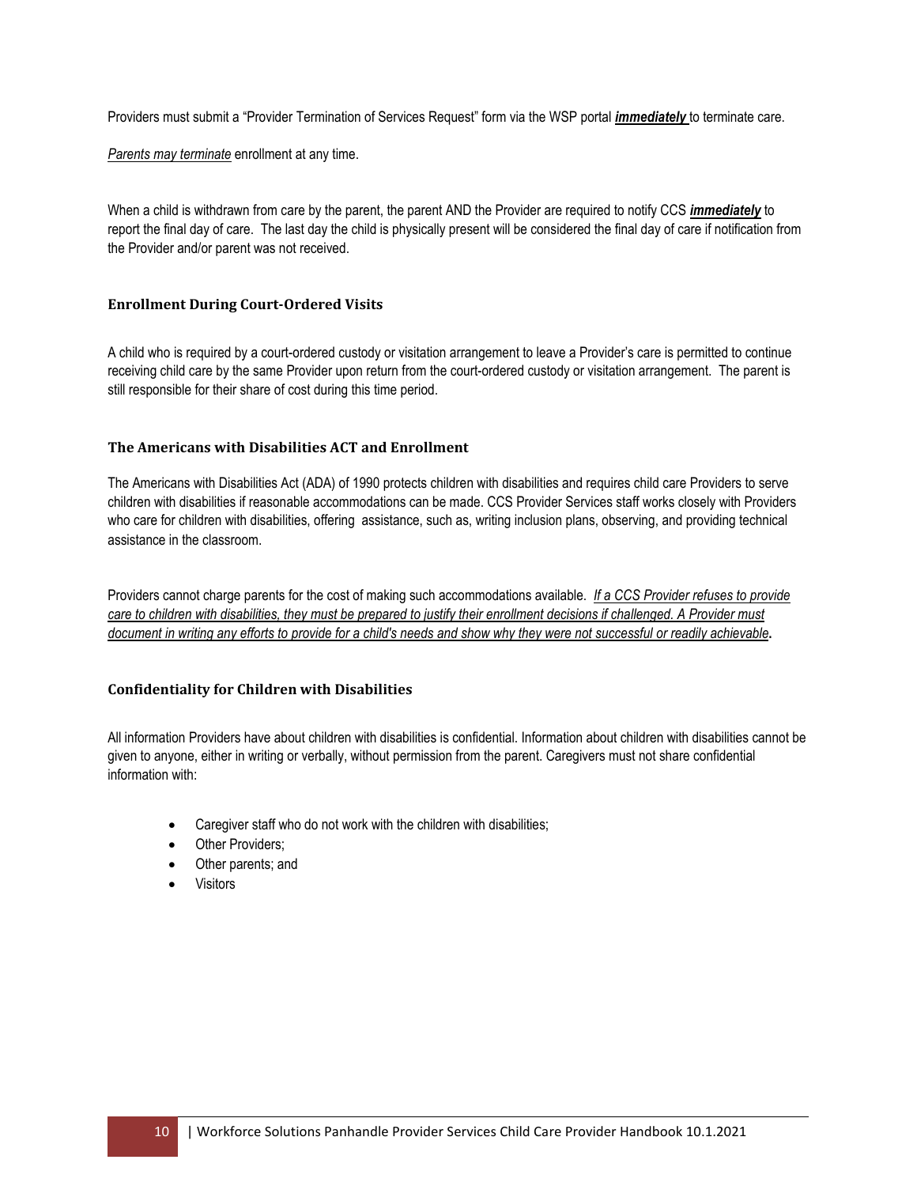Providers must submit a "Provider Termination of Services Request" form via the WSP portal ***immediately*** to terminate care.

*Parents may terminate* enrollment at any time.

When a child is withdrawn from care by the parent, the parent AND the Provider are required to notify CCS ***immediately*** to report the final day of care. The last day the child is physically present will be considered the final day of care if notification from the Provider and/or parent was not received.

### Enrollment During Court-Ordered Visits

A child who is required by a court-ordered custody or visitation arrangement to leave a Provider's care is permitted to continue receiving child care by the same Provider upon return from the court-ordered custody or visitation arrangement. The parent is still responsible for their share of cost during this time period.

### The Americans with Disabilities ACT and Enrollment

The Americans with Disabilities Act (ADA) of 1990 protects children with disabilities and requires child care Providers to serve children with disabilities if reasonable accommodations can be made. CCS Provider Services staff works closely with Providers who care for children with disabilities, offering assistance, such as, writing inclusion plans, observing, and providing technical assistance in the classroom.

Providers cannot charge parents for the cost of making such accommodations available. *If a CCS Provider refuses to provide care to children with disabilities, they must be prepared to justify their enrollment decisions if challenged. A Provider must document in writing any efforts to provide for a child's needs and show why they were not successful or readily achievable*.

### Confidentiality for Children with Disabilities

All information Providers have about children with disabilities is confidential. Information about children with disabilities cannot be given to anyone, either in writing or verbally, without permission from the parent. Caregivers must not share confidential information with:

- Caregiver staff who do not work with the children with disabilities;
- Other Providers;
- Other parents; and
- Visitors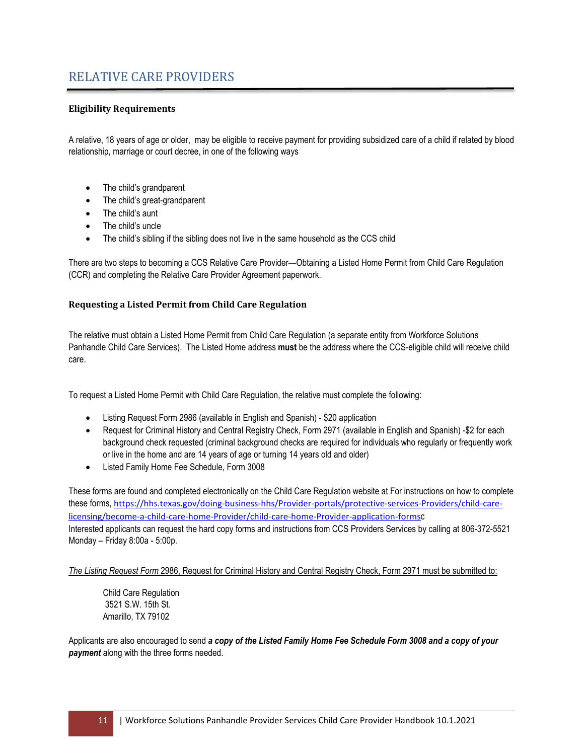# RELATIVE CARE PROVIDERS

### Eligibility Requirements

A relative, 18 years of age or older, may be eligible to receive payment for providing subsidized care of a child if related by blood relationship, marriage or court decree, in one of the following ways

- The child's grandparent
- The child's great-grandparent
- The child's aunt
- The child's uncle
- The child's sibling if the sibling does not live in the same household as the CCS child

There are two steps to becoming a CCS Relative Care Provider—Obtaining a Listed Home Permit from Child Care Regulation (CCR) and completing the Relative Care Provider Agreement paperwork.

### Requesting a Listed Permit from Child Care Regulation

The relative must obtain a Listed Home Permit from Child Care Regulation (a separate entity from Workforce Solutions Panhandle Child Care Services). The Listed Home address **must** be the address where the CCS-eligible child will receive child care.

To request a Listed Home Permit with Child Care Regulation, the relative must complete the following:

- Listing Request Form 2986 (available in English and Spanish) - $20 application
- Request for Criminal History and Central Registry Check, Form 2971 (available in English and Spanish) -$2 for each background check requested (criminal background checks are required for individuals who regularly or frequently work or live in the home and are 14 years of age or turning 14 years old and older)
- Listed Family Home Fee Schedule, Form 3008

These forms are found and completed electronically on the Child Care Regulation website at For instructions on how to complete these forms, https://hhs.texas.gov/doing-business-hhs/Provider-portals/protective-services-Providers/child-care-licensing/become-a-child-care-home-Provider/child-care-home-Provider-application-formsc
Interested applicants can request the hard copy forms and instructions from CCS Providers Services by calling at 806-372-5521 Monday – Friday 8:00a - 5:00p.

*The Listing Request Form* 2986, Request for Criminal History and Central Registry Check, Form 2971 must be submitted to:

> Child Care Regulation
> 3521 S.W. 15th St.
> Amarillo, TX 79102

Applicants are also encouraged to send ***a copy of the Listed Family Home Fee Schedule Form 3008 and a copy of your payment*** along with the three forms needed.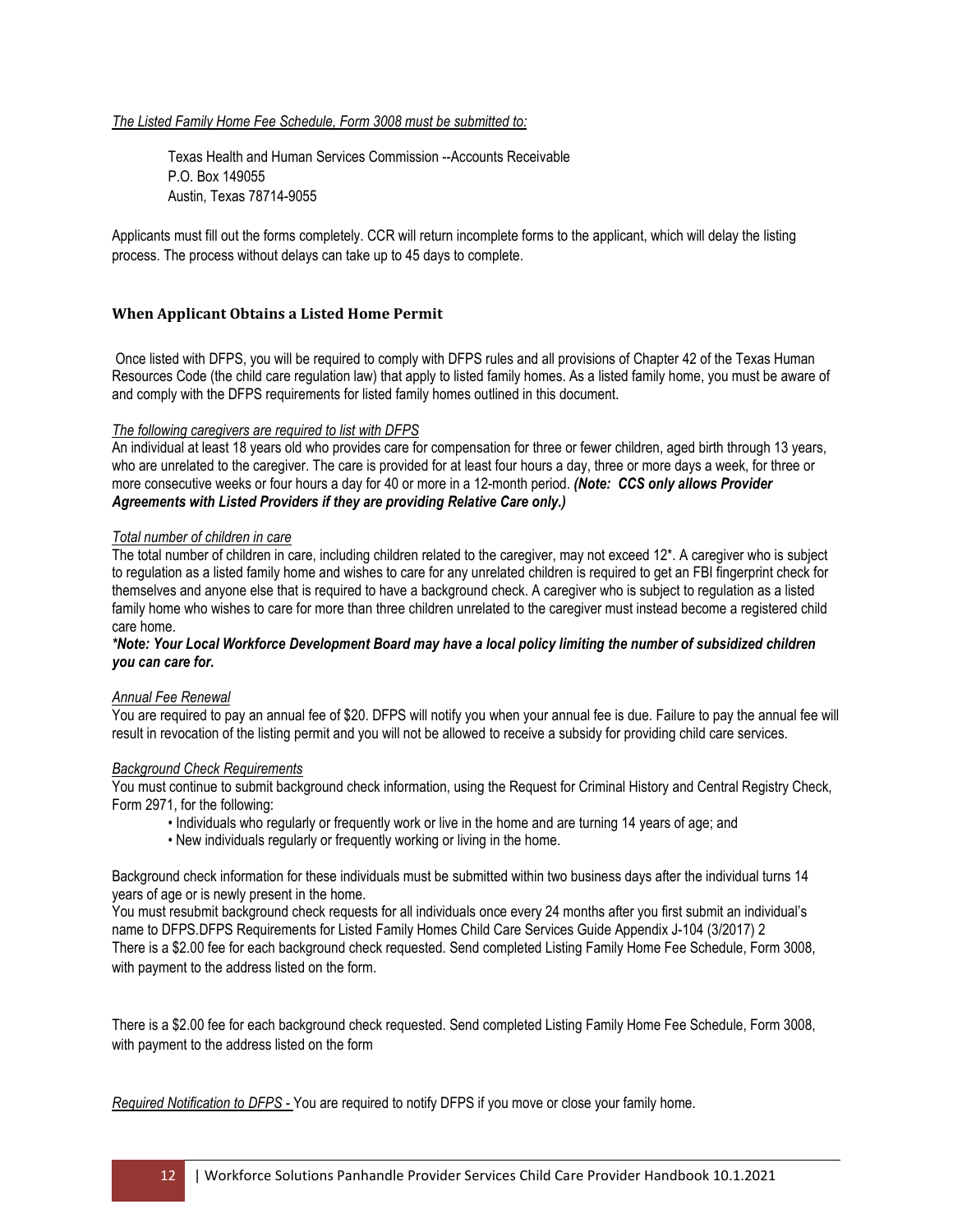*The Listed Family Home Fee Schedule, Form 3008 must be submitted to:*

Texas Health and Human Services Commission --Accounts Receivable
P.O. Box 149055
Austin, Texas 78714-9055

Applicants must fill out the forms completely. CCR will return incomplete forms to the applicant, which will delay the listing process. The process without delays can take up to 45 days to complete.

### When Applicant Obtains a Listed Home Permit

Once listed with DFPS, you will be required to comply with DFPS rules and all provisions of Chapter 42 of the Texas Human Resources Code (the child care regulation law) that apply to listed family homes. As a listed family home, you must be aware of and comply with the DFPS requirements for listed family homes outlined in this document.

*The following caregivers are required to list with DFPS*

An individual at least 18 years old who provides care for compensation for three or fewer children, aged birth through 13 years, who are unrelated to the caregiver. The care is provided for at least four hours a day, three or more days a week, for three or more consecutive weeks or four hours a day for 40 or more in a 12-month period. ***(Note: CCS only allows Provider Agreements with Listed Providers if they are providing Relative Care only.)***

*Total number of children in care*

The total number of children in care, including children related to the caregiver, may not exceed 12*. A caregiver who is subject to regulation as a listed family home and wishes to care for any unrelated children is required to get an FBI fingerprint check for themselves and anyone else that is required to have a background check. A caregiver who is subject to regulation as a listed family home who wishes to care for more than three children unrelated to the caregiver must instead become a registered child care home.

***\*Note: Your Local Workforce Development Board may have a local policy limiting the number of subsidized children you can care for.***

*Annual Fee Renewal*

You are required to pay an annual fee of $20. DFPS will notify you when your annual fee is due. Failure to pay the annual fee will result in revocation of the listing permit and you will not be allowed to receive a subsidy for providing child care services.

*Background Check Requirements*

You must continue to submit background check information, using the Request for Criminal History and Central Registry Check, Form 2971, for the following:

- Individuals who regularly or frequently work or live in the home and are turning 14 years of age; and
- New individuals regularly or frequently working or living in the home.

Background check information for these individuals must be submitted within two business days after the individual turns 14 years of age or is newly present in the home.
You must resubmit background check requests for all individuals once every 24 months after you first submit an individual's name to DFPS.DFPS Requirements for Listed Family Homes Child Care Services Guide Appendix J-104 (3/2017) 2
There is a $2.00 fee for each background check requested. Send completed Listing Family Home Fee Schedule, Form 3008, with payment to the address listed on the form.

There is a $2.00 fee for each background check requested. Send completed Listing Family Home Fee Schedule, Form 3008, with payment to the address listed on the form

*Required Notification to DFPS -* You are required to notify DFPS if you move or close your family home.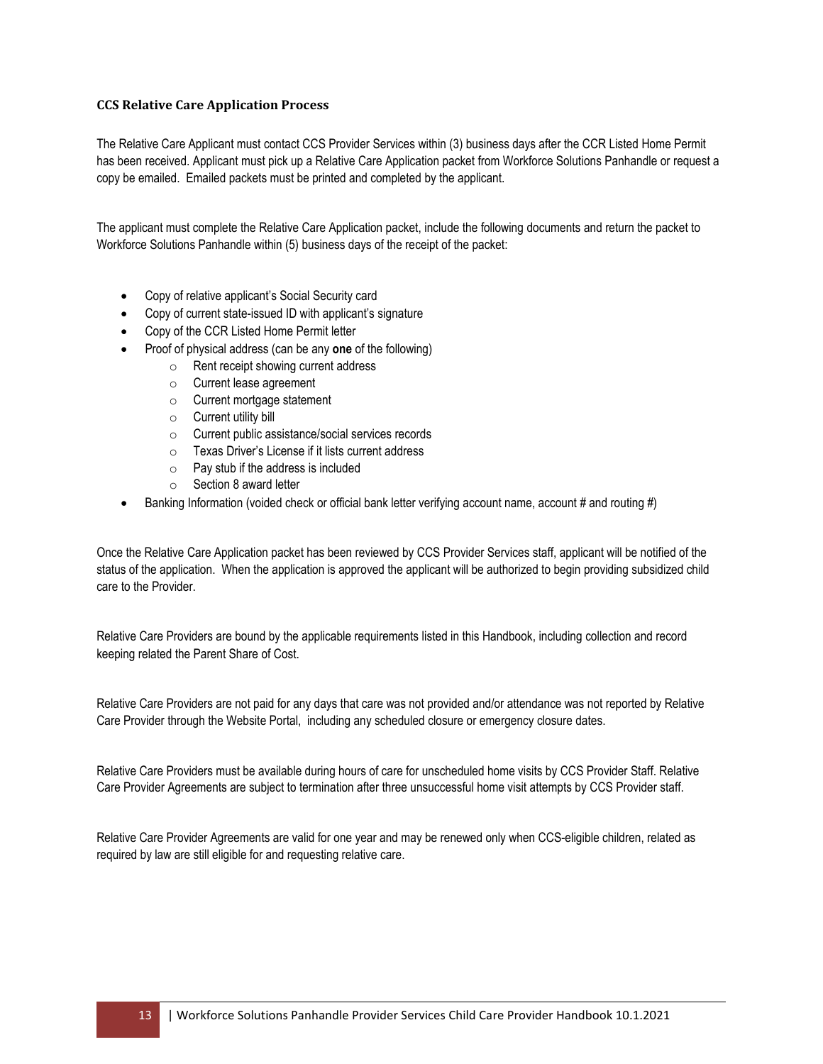### CCS Relative Care Application Process

The Relative Care Applicant must contact CCS Provider Services within (3) business days after the CCR Listed Home Permit has been received. Applicant must pick up a Relative Care Application packet from Workforce Solutions Panhandle or request a copy be emailed. Emailed packets must be printed and completed by the applicant.

The applicant must complete the Relative Care Application packet, include the following documents and return the packet to Workforce Solutions Panhandle within (5) business days of the receipt of the packet:

- Copy of relative applicant's Social Security card
- Copy of current state-issued ID with applicant's signature
- Copy of the CCR Listed Home Permit letter
- Proof of physical address (can be any **one** of the following)
  - Rent receipt showing current address
  - Current lease agreement
  - Current mortgage statement
  - Current utility bill
  - Current public assistance/social services records
  - Texas Driver's License if it lists current address
  - Pay stub if the address is included
  - Section 8 award letter
- Banking Information (voided check or official bank letter verifying account name, account # and routing #)

Once the Relative Care Application packet has been reviewed by CCS Provider Services staff, applicant will be notified of the status of the application. When the application is approved the applicant will be authorized to begin providing subsidized child care to the Provider.

Relative Care Providers are bound by the applicable requirements listed in this Handbook, including collection and record keeping related the Parent Share of Cost.

Relative Care Providers are not paid for any days that care was not provided and/or attendance was not reported by Relative Care Provider through the Website Portal, including any scheduled closure or emergency closure dates.

Relative Care Providers must be available during hours of care for unscheduled home visits by CCS Provider Staff. Relative Care Provider Agreements are subject to termination after three unsuccessful home visit attempts by CCS Provider staff.

Relative Care Provider Agreements are valid for one year and may be renewed only when CCS-eligible children, related as required by law are still eligible for and requesting relative care.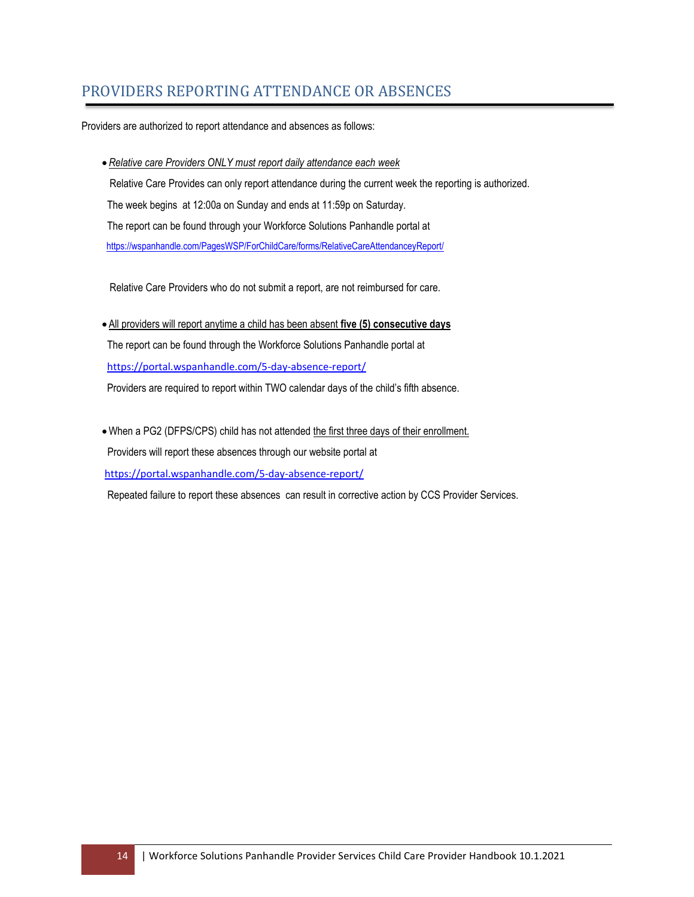## PROVIDERS REPORTING ATTENDANCE OR ABSENCES

Providers are authorized to report attendance and absences as follows:

- *Relative care Providers ONLY must report daily attendance each week*

  Relative Care Provides can only report attendance during the current week the reporting is authorized.

  The week begins at 12:00a on Sunday and ends at 11:59p on Saturday.

  The report can be found through your Workforce Solutions Panhandle portal at

  https://wspanhandle.com/PagesWSP/ForChildCare/forms/RelativeCareAttendanceyReport/

  Relative Care Providers who do not submit a report, are not reimbursed for care.

- All providers will report anytime a child has been absent **five (5) consecutive days**

  The report can be found through the Workforce Solutions Panhandle portal at

  https://portal.wspanhandle.com/5-day-absence-report/

  Providers are required to report within TWO calendar days of the child's fifth absence.

- When a PG2 (DFPS/CPS) child has not attended the first three days of their enrollment.

  Providers will report these absences through our website portal at

  https://portal.wspanhandle.com/5-day-absence-report/

  Repeated failure to report these absences can result in corrective action by CCS Provider Services.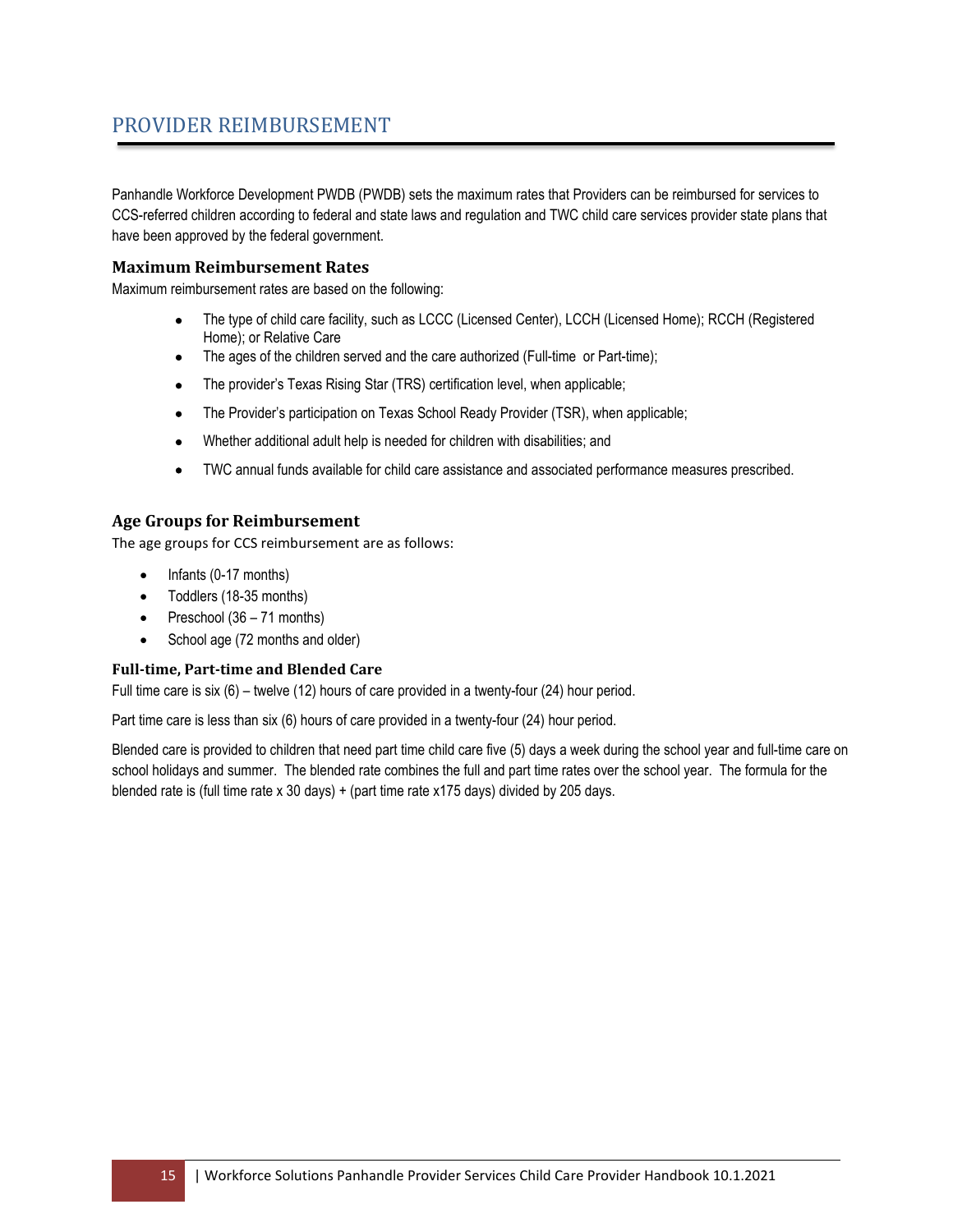# PROVIDER REIMBURSEMENT

Panhandle Workforce Development PWDB (PWDB) sets the maximum rates that Providers can be reimbursed for services to CCS-referred children according to federal and state laws and regulation and TWC child care services provider state plans that have been approved by the federal government.

## Maximum Reimbursement Rates

Maximum reimbursement rates are based on the following:

- The type of child care facility, such as LCCC (Licensed Center), LCCH (Licensed Home); RCCH (Registered Home); or Relative Care
- The ages of the children served and the care authorized (Full-time or Part-time);
- The provider's Texas Rising Star (TRS) certification level, when applicable;
- The Provider's participation on Texas School Ready Provider (TSR), when applicable;
- Whether additional adult help is needed for children with disabilities; and
- TWC annual funds available for child care assistance and associated performance measures prescribed.

## Age Groups for Reimbursement

The age groups for CCS reimbursement are as follows:

- Infants (0-17 months)
- Toddlers (18-35 months)
- Preschool (36 – 71 months)
- School age (72 months and older)

### Full-time, Part-time and Blended Care

Full time care is six (6) – twelve (12) hours of care provided in a twenty-four (24) hour period.

Part time care is less than six (6) hours of care provided in a twenty-four (24) hour period.

Blended care is provided to children that need part time child care five (5) days a week during the school year and full-time care on school holidays and summer. The blended rate combines the full and part time rates over the school year. The formula for the blended rate is (full time rate x 30 days) + (part time rate x175 days) divided by 205 days.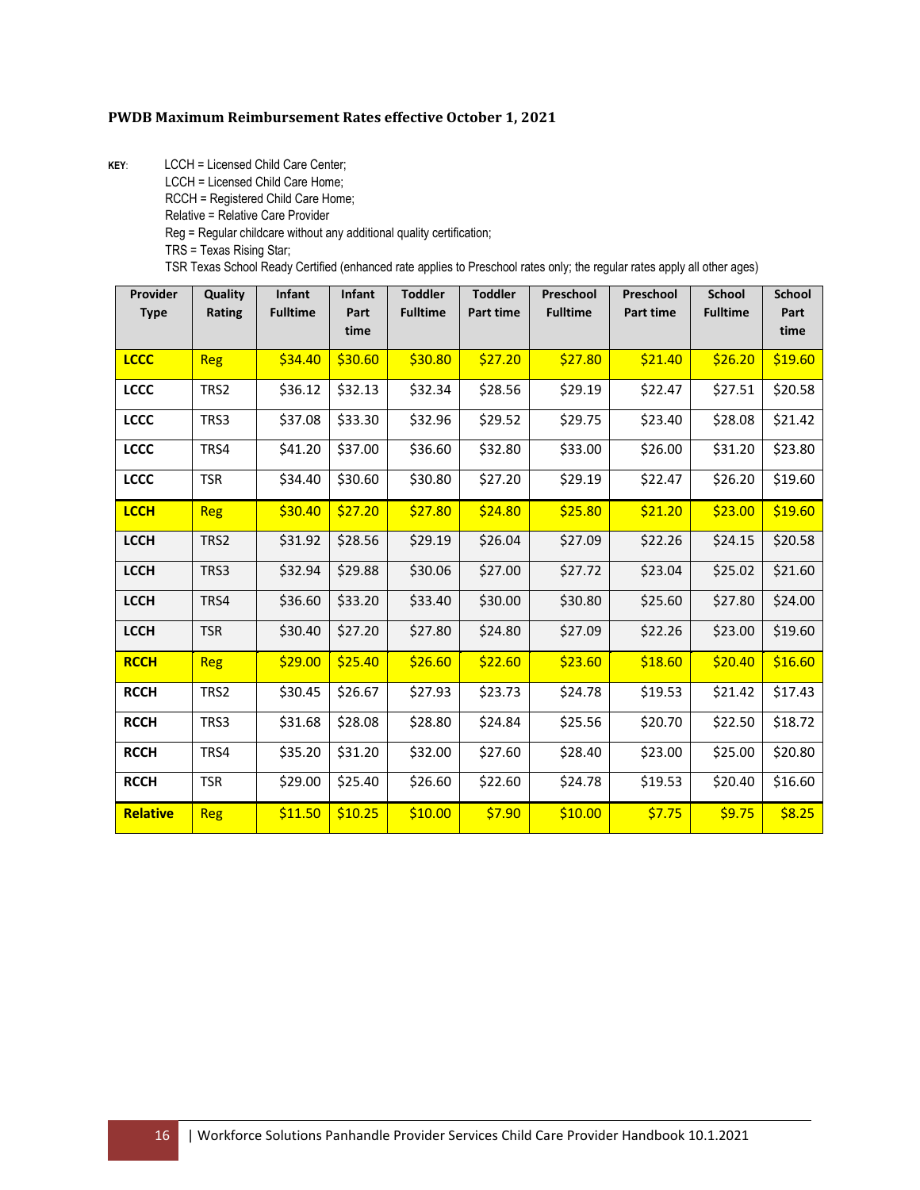**PWDB Maximum Reimbursement Rates effective October 1, 2021**

**KEY**: LCCH = Licensed Child Care Center;
LCCH = Licensed Child Care Home;
RCCH = Registered Child Care Home;
Relative = Relative Care Provider
Reg = Regular childcare without any additional quality certification;
TRS = Texas Rising Star;
TSR Texas School Ready Certified (enhanced rate applies to Preschool rates only; the regular rates apply all other ages)

| Provider Type | Quality Rating | Infant Fulltime | Infant Part time | Toddler Fulltime | Toddler Part time | Preschool Fulltime | Preschool Part time | School Fulltime | School Part time |
|---|---|---|---|---|---|---|---|---|---|
| **LCCC** | Reg | $34.40 | $30.60 | $30.80 | $27.20 | $27.80 | $21.40 | $26.20 | $19.60 |
| **LCCC** | TRS2 | $36.12 | $32.13 | $32.34 | $28.56 | $29.19 | $22.47 | $27.51 | $20.58 |
| **LCCC** | TRS3 | $37.08 | $33.30 | $32.96 | $29.52 | $29.75 | $23.40 | $28.08 | $21.42 |
| **LCCC** | TRS4 | $41.20 | $37.00 | $36.60 | $32.80 | $33.00 | $26.00 | $31.20 | $23.80 |
| **LCCC** | TSR | $34.40 | $30.60 | $30.80 | $27.20 | $29.19 | $22.47 | $26.20 | $19.60 |
| **LCCH** | Reg | $30.40 | $27.20 | $27.80 | $24.80 | $25.80 | $21.20 | $23.00 | $19.60 |
| **LCCH** | TRS2 | $31.92 | $28.56 | $29.19 | $26.04 | $27.09 | $22.26 | $24.15 | $20.58 |
| **LCCH** | TRS3 | $32.94 | $29.88 | $30.06 | $27.00 | $27.72 | $23.04 | $25.02 | $21.60 |
| **LCCH** | TRS4 | $36.60 | $33.20 | $33.40 | $30.00 | $30.80 | $25.60 | $27.80 | $24.00 |
| **LCCH** | TSR | $30.40 | $27.20 | $27.80 | $24.80 | $27.09 | $22.26 | $23.00 | $19.60 |
| **RCCH** | Reg | $29.00 | $25.40 | $26.60 | $22.60 | $23.60 | $18.60 | $20.40 | $16.60 |
| **RCCH** | TRS2 | $30.45 | $26.67 | $27.93 | $23.73 | $24.78 | $19.53 | $21.42 | $17.43 |
| **RCCH** | TRS3 | $31.68 | $28.08 | $28.80 | $24.84 | $25.56 | $20.70 | $22.50 | $18.72 |
| **RCCH** | TRS4 | $35.20 | $31.20 | $32.00 | $27.60 | $28.40 | $23.00 | $25.00 | $20.80 |
| **RCCH** | TSR | $29.00 | $25.40 | $26.60 | $22.60 | $24.78 | $19.53 | $20.40 | $16.60 |
| **Relative** | Reg | $11.50 | $10.25 | $10.00 | $7.90 | $10.00 | $7.75 | $9.75 | $8.25 |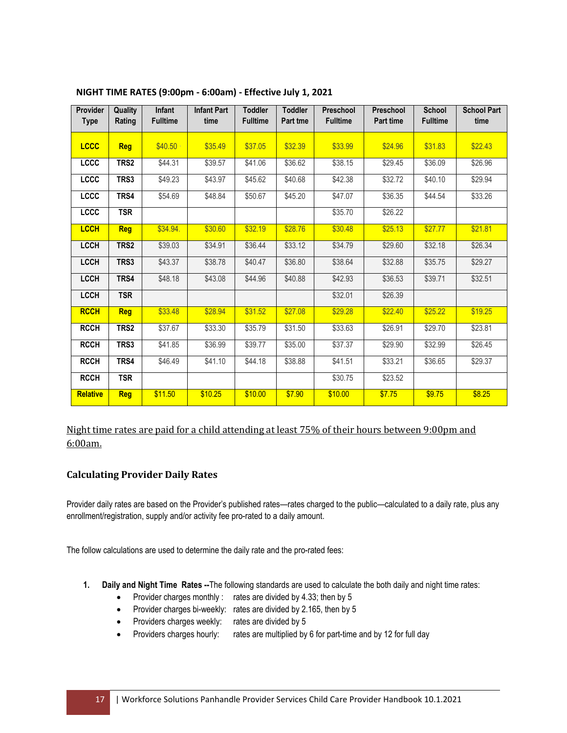### NIGHT TIME RATES (9:00pm - 6:00am) - Effective July 1, 2021

| Provider Type | Quality Rating | Infant Fulltime | Infant Part time | Toddler Fulltime | Toddler Part tme | Preschool Fulltime | Preschool Part time | School Fulltime | School Part time |
|---|---|---|---|---|---|---|---|---|---|
| **LCCC** | **Reg** | $40.50 | $35.49 | $37.05 | $32.39 | $33.99 | $24.96 | $31.83 | $22.43 |
| **LCCC** | **TRS2** | $44.31 | $39.57 | $41.06 | $36.62 | $38.15 | $29.45 | $36.09 | $26.96 |
| **LCCC** | **TRS3** | $49.23 | $43.97 | $45.62 | $40.68 | $42.38 | $32.72 | $40.10 | $29.94 |
| **LCCC** | **TRS4** | $54.69 | $48.84 | $50.67 | $45.20 | $47.07 | $36.35 | $44.54 | $33.26 |
| **LCCC** | **TSR** | | | | | $35.70 | $26.22 | | |
| **LCCH** | **Reg** | $34.94. | $30.60 | $32.19 | $28.76 | $30.48 | $25.13 | $27.77 | $21.81 |
| **LCCH** | **TRS2** | $39.03 | $34.91 | $36.44 | $33.12 | $34.79 | $29.60 | $32.18 | $26.34 |
| **LCCH** | **TRS3** | $43.37 | $38.78 | $40.47 | $36.80 | $38.64 | $32.88 | $35.75 | $29.27 |
| **LCCH** | **TRS4** | $48.18 | $43.08 | $44.96 | $40.88 | $42.93 | $36.53 | $39.71 | $32.51 |
| **LCCH** | **TSR** | | | | | $32.01 | $26.39 | | |
| **RCCH** | **Reg** | $33.48 | $28.94 | $31.52 | $27.08 | $29.28 | $22.40 | $25.22 | $19.25 |
| **RCCH** | **TRS2** | $37.67 | $33.30 | $35.79 | $31.50 | $33.63 | $26.91 | $29.70 | $23.81 |
| **RCCH** | **TRS3** | $41.85 | $36.99 | $39.77 | $35.00 | $37.37 | $29.90 | $32.99 | $26.45 |
| **RCCH** | **TRS4** | $46.49 | $41.10 | $44.18 | $38.88 | $41.51 | $33.21 | $36.65 | $29.37 |
| **RCCH** | **TSR** | | | | | $30.75 | $23.52 | | |
| **Relative** | **Reg** | $11.50 | $10.25 | $10.00 | $7.90 | $10.00 | $7.75 | $9.75 | $8.25 |

Night time rates are paid for a child attending at least 75% of their hours between 9:00pm and 6:00am.

### Calculating Provider Daily Rates

Provider daily rates are based on the Provider's published rates—rates charged to the public—calculated to a daily rate, plus any enrollment/registration, supply and/or activity fee pro-rated to a daily amount.

The follow calculations are used to determine the daily rate and the pro-rated fees:

1. **Daily and Night Time Rates --**The following standards are used to calculate the both daily and night time rates:
   - Provider charges monthly : rates are divided by 4.33; then by 5
   - Provider charges bi-weekly: rates are divided by 2.165, then by 5
   - Providers charges weekly: rates are divided by 5
   - Providers charges hourly: rates are multiplied by 6 for part-time and by 12 for full day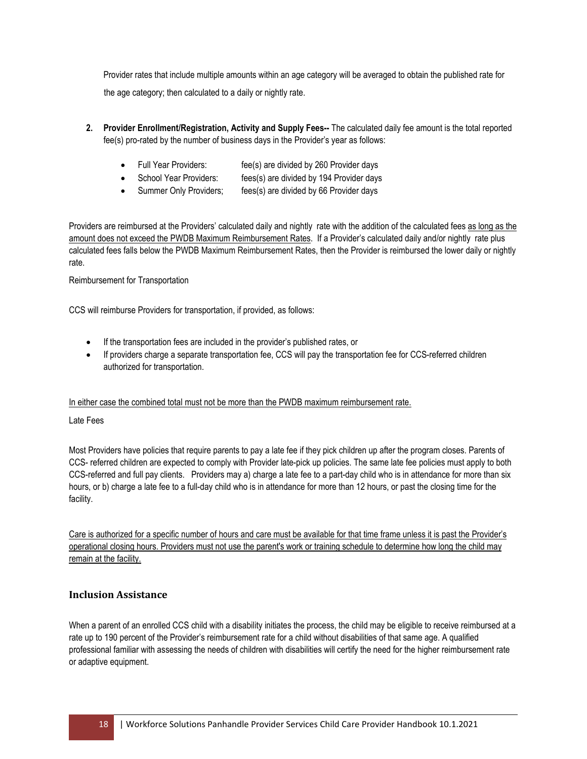Provider rates that include multiple amounts within an age category will be averaged to obtain the published rate for the age category; then calculated to a daily or nightly rate.

2. **Provider Enrollment/Registration, Activity and Supply Fees--** The calculated daily fee amount is the total reported fee(s) pro-rated by the number of business days in the Provider's year as follows:

   - Full Year Providers: fee(s) are divided by 260 Provider days
   - School Year Providers: fees(s) are divided by 194 Provider days
   - Summer Only Providers; fees(s) are divided by 66 Provider days

Providers are reimbursed at the Providers' calculated daily and nightly rate with the addition of the calculated fees as long as the amount does not exceed the PWDB Maximum Reimbursement Rates. If a Provider's calculated daily and/or nightly rate plus calculated fees falls below the PWDB Maximum Reimbursement Rates, then the Provider is reimbursed the lower daily or nightly rate.

Reimbursement for Transportation

CCS will reimburse Providers for transportation, if provided, as follows:

- If the transportation fees are included in the provider's published rates, or
- If providers charge a separate transportation fee, CCS will pay the transportation fee for CCS-referred children authorized for transportation.

In either case the combined total must not be more than the PWDB maximum reimbursement rate.

Late Fees

Most Providers have policies that require parents to pay a late fee if they pick children up after the program closes. Parents of CCS- referred children are expected to comply with Provider late-pick up policies. The same late fee policies must apply to both CCS-referred and full pay clients. Providers may a) charge a late fee to a part-day child who is in attendance for more than six hours, or b) charge a late fee to a full-day child who is in attendance for more than 12 hours, or past the closing time for the facility.

Care is authorized for a specific number of hours and care must be available for that time frame unless it is past the Provider's operational closing hours. Providers must not use the parent's work or training schedule to determine how long the child may remain at the facility.

## Inclusion Assistance

When a parent of an enrolled CCS child with a disability initiates the process, the child may be eligible to receive reimbursed at a rate up to 190 percent of the Provider's reimbursement rate for a child without disabilities of that same age. A qualified professional familiar with assessing the needs of children with disabilities will certify the need for the higher reimbursement rate or adaptive equipment.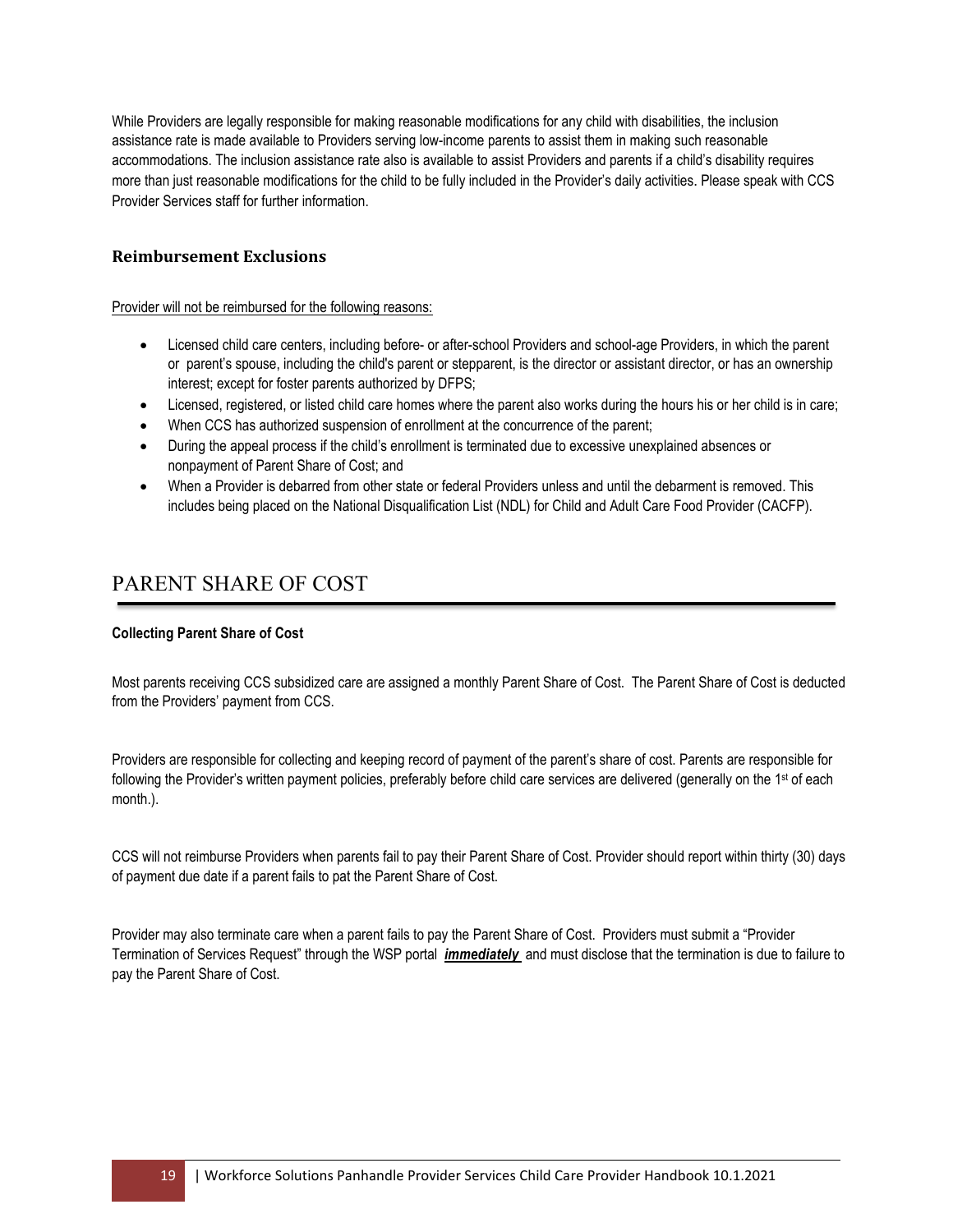While Providers are legally responsible for making reasonable modifications for any child with disabilities, the inclusion assistance rate is made available to Providers serving low-income parents to assist them in making such reasonable accommodations. The inclusion assistance rate also is available to assist Providers and parents if a child's disability requires more than just reasonable modifications for the child to be fully included in the Provider's daily activities. Please speak with CCS Provider Services staff for further information.

### Reimbursement Exclusions

Provider will not be reimbursed for the following reasons:

- Licensed child care centers, including before- or after-school Providers and school-age Providers, in which the parent or parent's spouse, including the child's parent or stepparent, is the director or assistant director, or has an ownership interest; except for foster parents authorized by DFPS;
- Licensed, registered, or listed child care homes where the parent also works during the hours his or her child is in care;
- When CCS has authorized suspension of enrollment at the concurrence of the parent;
- During the appeal process if the child's enrollment is terminated due to excessive unexplained absences or nonpayment of Parent Share of Cost; and
- When a Provider is debarred from other state or federal Providers unless and until the debarment is removed. This includes being placed on the National Disqualification List (NDL) for Child and Adult Care Food Provider (CACFP).

## PARENT SHARE OF COST

**Collecting Parent Share of Cost**

Most parents receiving CCS subsidized care are assigned a monthly Parent Share of Cost. The Parent Share of Cost is deducted from the Providers' payment from CCS.

Providers are responsible for collecting and keeping record of payment of the parent's share of cost. Parents are responsible for following the Provider's written payment policies, preferably before child care services are delivered (generally on the 1st of each month.).

CCS will not reimburse Providers when parents fail to pay their Parent Share of Cost. Provider should report within thirty (30) days of payment due date if a parent fails to pat the Parent Share of Cost.

Provider may also terminate care when a parent fails to pay the Parent Share of Cost. Providers must submit a "Provider Termination of Services Request" through the WSP portal ***immediately*** and must disclose that the termination is due to failure to pay the Parent Share of Cost.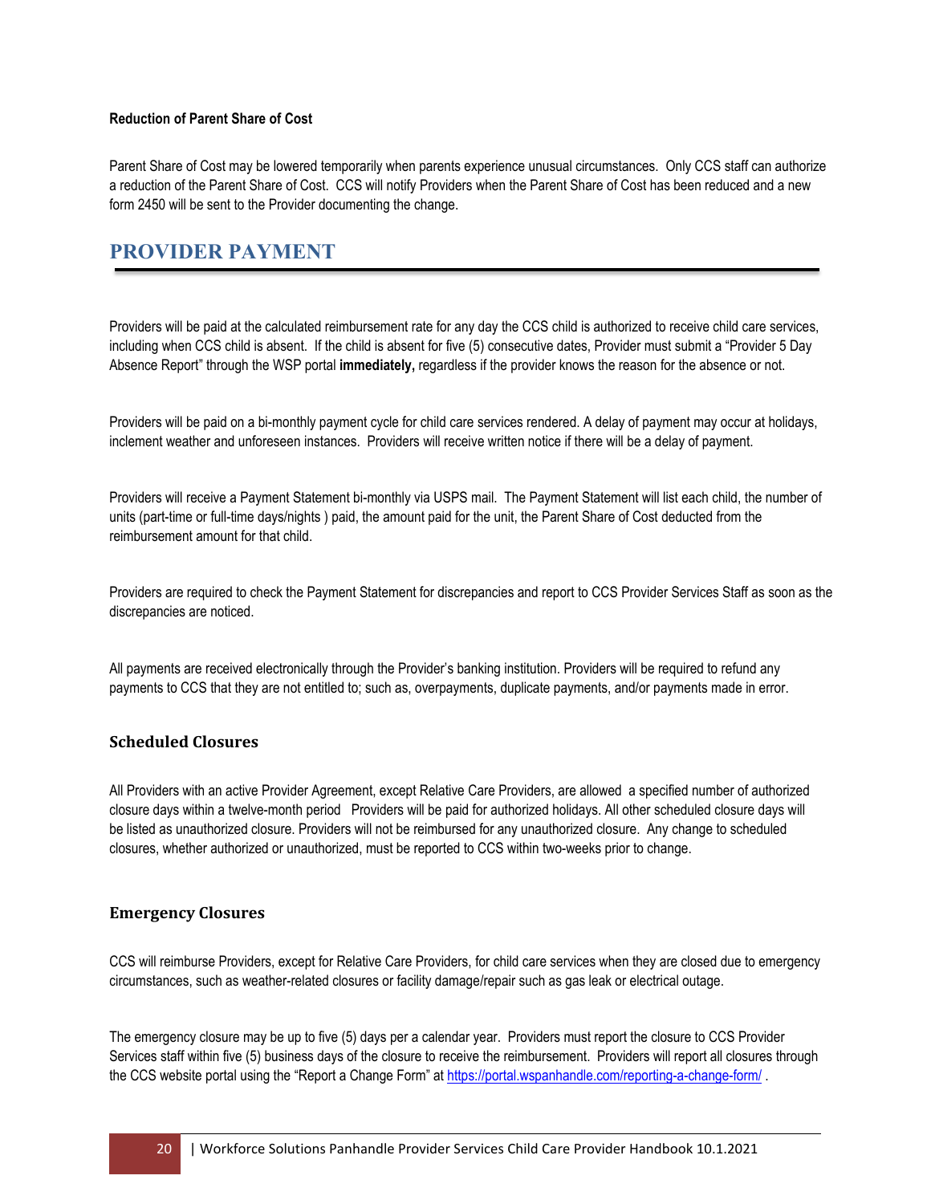**Reduction of Parent Share of Cost**

Parent Share of Cost may be lowered temporarily when parents experience unusual circumstances. Only CCS staff can authorize a reduction of the Parent Share of Cost. CCS will notify Providers when the Parent Share of Cost has been reduced and a new form 2450 will be sent to the Provider documenting the change.

# PROVIDER PAYMENT

Providers will be paid at the calculated reimbursement rate for any day the CCS child is authorized to receive child care services, including when CCS child is absent. If the child is absent for five (5) consecutive dates, Provider must submit a "Provider 5 Day Absence Report" through the WSP portal **immediately,** regardless if the provider knows the reason for the absence or not.

Providers will be paid on a bi-monthly payment cycle for child care services rendered. A delay of payment may occur at holidays, inclement weather and unforeseen instances. Providers will receive written notice if there will be a delay of payment.

Providers will receive a Payment Statement bi-monthly via USPS mail. The Payment Statement will list each child, the number of units (part-time or full-time days/nights ) paid, the amount paid for the unit, the Parent Share of Cost deducted from the reimbursement amount for that child.

Providers are required to check the Payment Statement for discrepancies and report to CCS Provider Services Staff as soon as the discrepancies are noticed.

All payments are received electronically through the Provider's banking institution. Providers will be required to refund any payments to CCS that they are not entitled to; such as, overpayments, duplicate payments, and/or payments made in error.

## Scheduled Closures

All Providers with an active Provider Agreement, except Relative Care Providers, are allowed a specified number of authorized closure days within a twelve-month period Providers will be paid for authorized holidays. All other scheduled closure days will be listed as unauthorized closure. Providers will not be reimbursed for any unauthorized closure. Any change to scheduled closures, whether authorized or unauthorized, must be reported to CCS within two-weeks prior to change.

## Emergency Closures

CCS will reimburse Providers, except for Relative Care Providers, for child care services when they are closed due to emergency circumstances, such as weather-related closures or facility damage/repair such as gas leak or electrical outage.

The emergency closure may be up to five (5) days per a calendar year. Providers must report the closure to CCS Provider Services staff within five (5) business days of the closure to receive the reimbursement. Providers will report all closures through the CCS website portal using the "Report a Change Form" at https://portal.wspanhandle.com/reporting-a-change-form/ .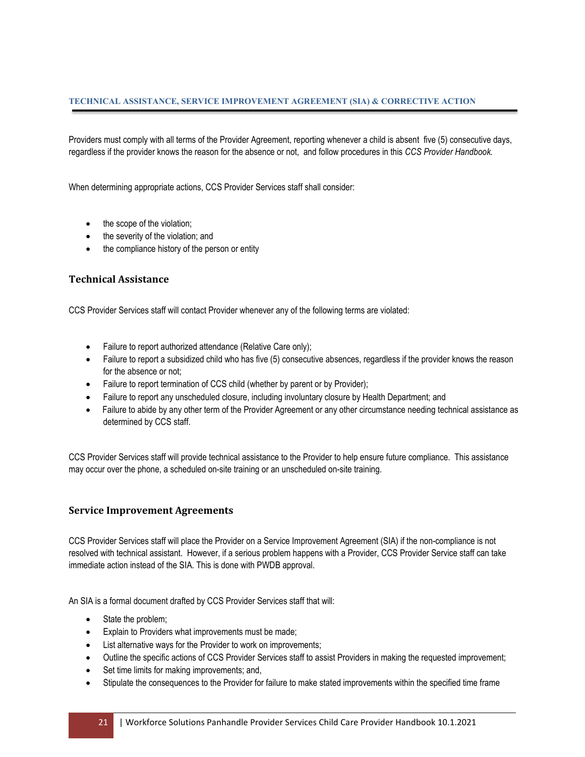## TECHNICAL ASSISTANCE, SERVICE IMPROVEMENT AGREEMENT (SIA) & CORRECTIVE ACTION

Providers must comply with all terms of the Provider Agreement, reporting whenever a child is absent five (5) consecutive days, regardless if the provider knows the reason for the absence or not, and follow procedures in this *CCS Provider Handbook.*

When determining appropriate actions, CCS Provider Services staff shall consider:

- the scope of the violation;
- the severity of the violation; and
- the compliance history of the person or entity

### Technical Assistance

CCS Provider Services staff will contact Provider whenever any of the following terms are violated:

- Failure to report authorized attendance (Relative Care only);
- Failure to report a subsidized child who has five (5) consecutive absences, regardless if the provider knows the reason for the absence or not;
- Failure to report termination of CCS child (whether by parent or by Provider);
- Failure to report any unscheduled closure, including involuntary closure by Health Department; and
- Failure to abide by any other term of the Provider Agreement or any other circumstance needing technical assistance as determined by CCS staff.

CCS Provider Services staff will provide technical assistance to the Provider to help ensure future compliance. This assistance may occur over the phone, a scheduled on-site training or an unscheduled on-site training.

### Service Improvement Agreements

CCS Provider Services staff will place the Provider on a Service Improvement Agreement (SIA) if the non-compliance is not resolved with technical assistant. However, if a serious problem happens with a Provider, CCS Provider Service staff can take immediate action instead of the SIA. This is done with PWDB approval.

An SIA is a formal document drafted by CCS Provider Services staff that will:

- State the problem;
- Explain to Providers what improvements must be made;
- List alternative ways for the Provider to work on improvements;
- Outline the specific actions of CCS Provider Services staff to assist Providers in making the requested improvement;
- Set time limits for making improvements; and,
- Stipulate the consequences to the Provider for failure to make stated improvements within the specified time frame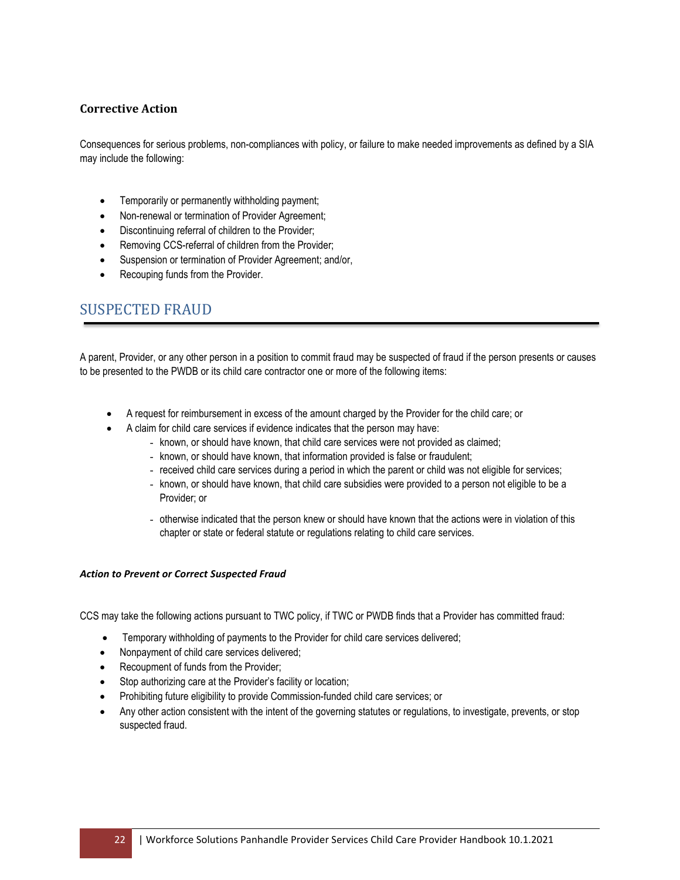### Corrective Action

Consequences for serious problems, non-compliances with policy, or failure to make needed improvements as defined by a SIA may include the following:

- Temporarily or permanently withholding payment;
- Non-renewal or termination of Provider Agreement;
- Discontinuing referral of children to the Provider;
- Removing CCS-referral of children from the Provider;
- Suspension or termination of Provider Agreement; and/or,
- Recouping funds from the Provider.

## SUSPECTED FRAUD

A parent, Provider, or any other person in a position to commit fraud may be suspected of fraud if the person presents or causes to be presented to the PWDB or its child care contractor one or more of the following items:

- A request for reimbursement in excess of the amount charged by the Provider for the child care; or
- A claim for child care services if evidence indicates that the person may have:
  - known, or should have known, that child care services were not provided as claimed;
  - known, or should have known, that information provided is false or fraudulent;
  - received child care services during a period in which the parent or child was not eligible for services;
  - known, or should have known, that child care subsidies were provided to a person not eligible to be a Provider; or
  - otherwise indicated that the person knew or should have known that the actions were in violation of this chapter or state or federal statute or regulations relating to child care services.

***Action to Prevent or Correct Suspected Fraud***

CCS may take the following actions pursuant to TWC policy, if TWC or PWDB finds that a Provider has committed fraud:

- Temporary withholding of payments to the Provider for child care services delivered;
- Nonpayment of child care services delivered;
- Recoupment of funds from the Provider;
- Stop authorizing care at the Provider's facility or location;
- Prohibiting future eligibility to provide Commission-funded child care services; or
- Any other action consistent with the intent of the governing statutes or regulations, to investigate, prevents, or stop suspected fraud.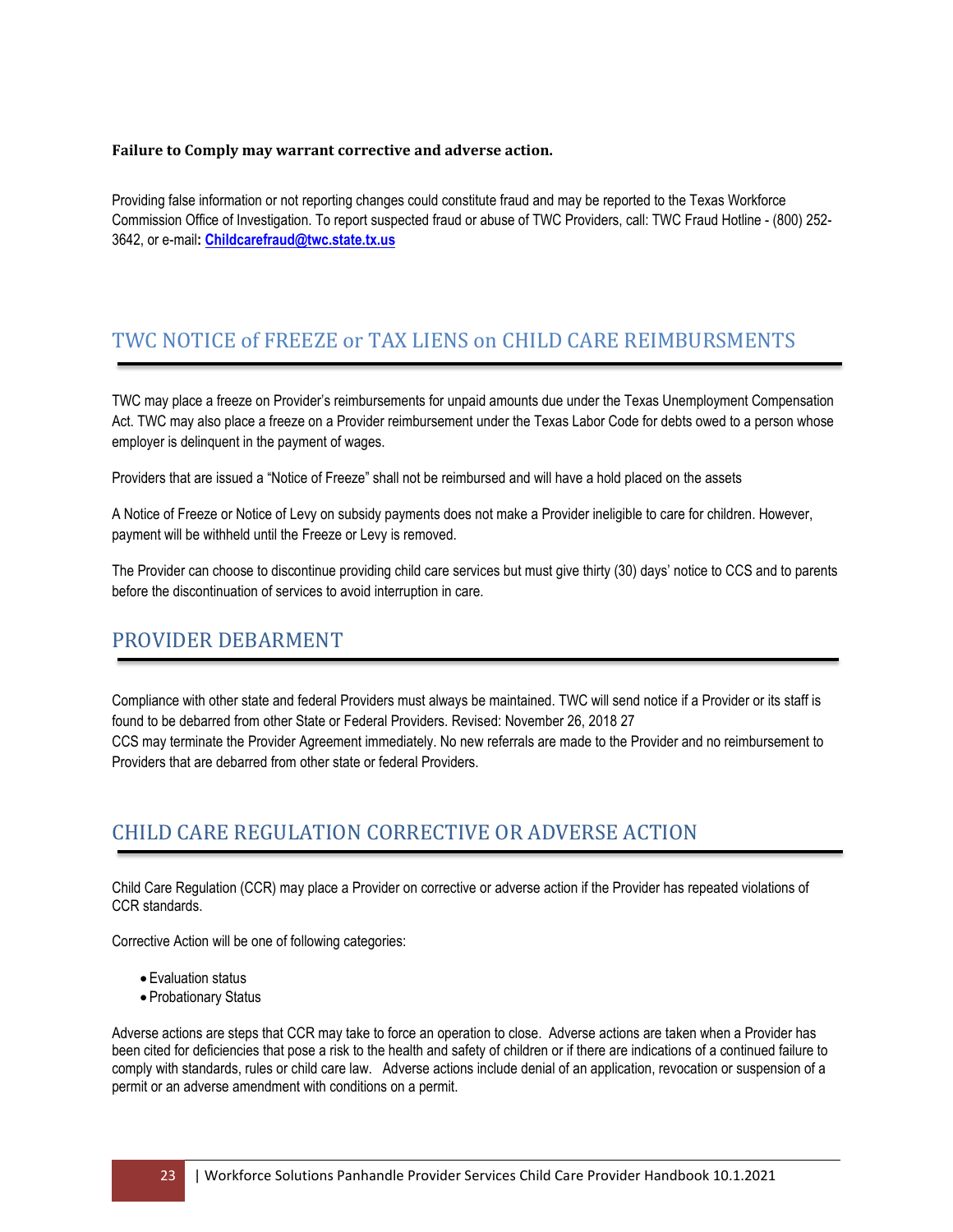**Failure to Comply may warrant corrective and adverse action.**

Providing false information or not reporting changes could constitute fraud and may be reported to the Texas Workforce Commission Office of Investigation. To report suspected fraud or abuse of TWC Providers, call: TWC Fraud Hotline - (800) 252-3642, or e-mail**:** **Childcarefraud@twc.state.tx.us**

## TWC NOTICE of FREEZE or TAX LIENS on CHILD CARE REIMBURSMENTS

TWC may place a freeze on Provider's reimbursements for unpaid amounts due under the Texas Unemployment Compensation Act. TWC may also place a freeze on a Provider reimbursement under the Texas Labor Code for debts owed to a person whose employer is delinquent in the payment of wages.

Providers that are issued a "Notice of Freeze" shall not be reimbursed and will have a hold placed on the assets

A Notice of Freeze or Notice of Levy on subsidy payments does not make a Provider ineligible to care for children. However, payment will be withheld until the Freeze or Levy is removed.

The Provider can choose to discontinue providing child care services but must give thirty (30) days' notice to CCS and to parents before the discontinuation of services to avoid interruption in care.

## PROVIDER DEBARMENT

Compliance with other state and federal Providers must always be maintained. TWC will send notice if a Provider or its staff is found to be debarred from other State or Federal Providers. Revised: November 26, 2018 27
CCS may terminate the Provider Agreement immediately. No new referrals are made to the Provider and no reimbursement to Providers that are debarred from other state or federal Providers.

## CHILD CARE REGULATION CORRECTIVE OR ADVERSE ACTION

Child Care Regulation (CCR) may place a Provider on corrective or adverse action if the Provider has repeated violations of CCR standards.

Corrective Action will be one of following categories:

- Evaluation status
- Probationary Status

Adverse actions are steps that CCR may take to force an operation to close. Adverse actions are taken when a Provider has been cited for deficiencies that pose a risk to the health and safety of children or if there are indications of a continued failure to comply with standards, rules or child care law. Adverse actions include denial of an application, revocation or suspension of a permit or an adverse amendment with conditions on a permit.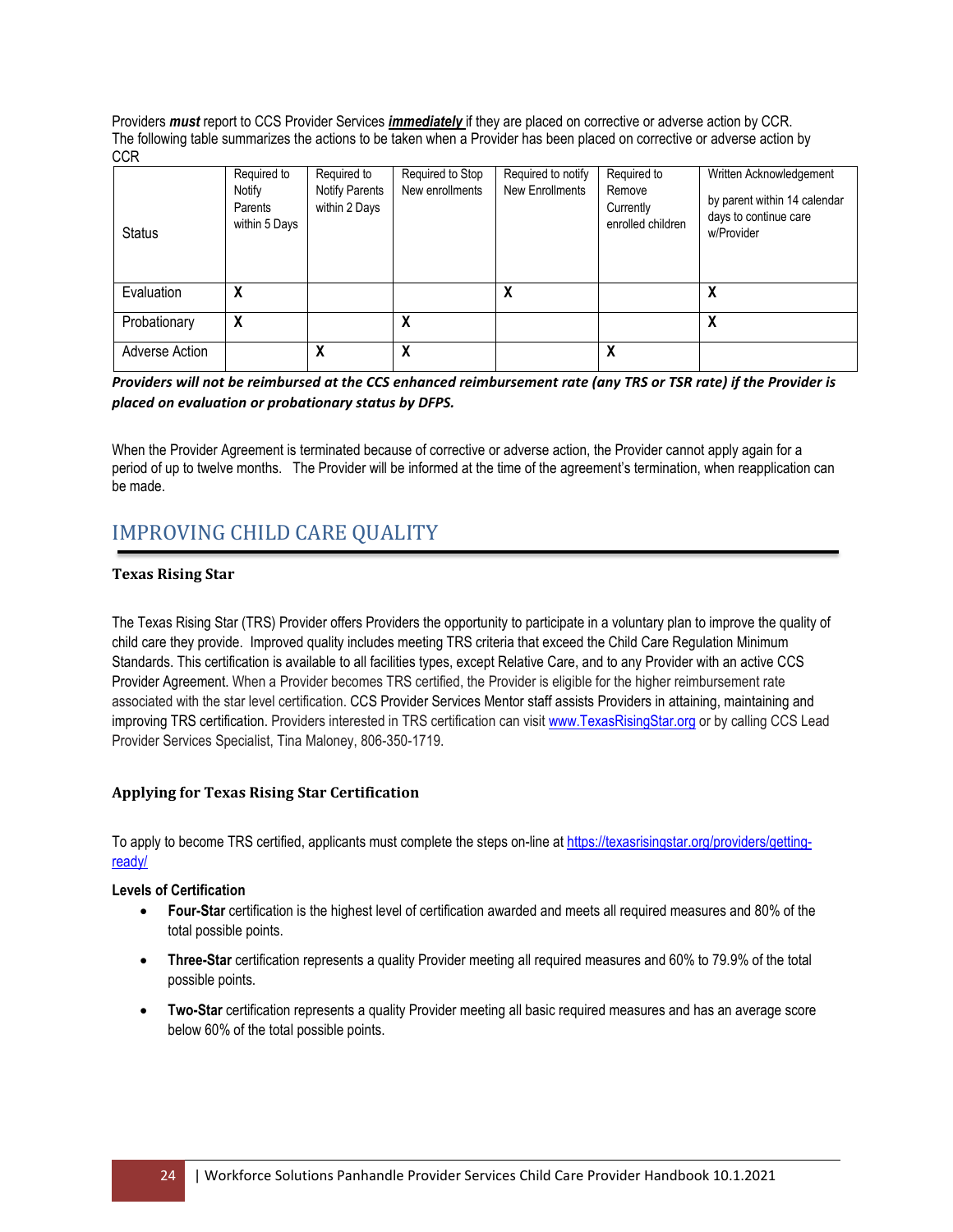Providers ***must*** report to CCS Provider Services ***immediately*** if they are placed on corrective or adverse action by CCR. The following table summarizes the actions to be taken when a Provider has been placed on corrective or adverse action by CCR

| Status | Required to Notify Parents within 5 Days | Required to Notify Parents within 2 Days | Required to Stop New enrollments | Required to notify New Enrollments | Required to Remove Currently enrolled children | Written Acknowledgement by parent within 14 calendar days to continue care w/Provider |
|---|---|---|---|---|---|---|
| Evaluation | **X** | | | **X** | | **X** |
| Probationary | **X** | | **X** | | | **X** |
| Adverse Action | | **X** | **X** | | **X** | |

***Providers will not be reimbursed at the CCS enhanced reimbursement rate (any TRS or TSR rate) if the Provider is placed on evaluation or probationary status by DFPS.***

When the Provider Agreement is terminated because of corrective or adverse action, the Provider cannot apply again for a period of up to twelve months. The Provider will be informed at the time of the agreement's termination, when reapplication can be made.

## IMPROVING CHILD CARE QUALITY

### Texas Rising Star

The Texas Rising Star (TRS) Provider offers Providers the opportunity to participate in a voluntary plan to improve the quality of child care they provide. Improved quality includes meeting TRS criteria that exceed the Child Care Regulation Minimum Standards. This certification is available to all facilities types, except Relative Care, and to any Provider with an active CCS Provider Agreement. When a Provider becomes TRS certified, the Provider is eligible for the higher reimbursement rate associated with the star level certification. CCS Provider Services Mentor staff assists Providers in attaining, maintaining and improving TRS certification. Providers interested in TRS certification can visit [www.TexasRisingStar.org](http://www.TexasRisingStar.org) or by calling CCS Lead Provider Services Specialist, Tina Maloney, 806-350-1719.

### Applying for Texas Rising Star Certification

To apply to become TRS certified, applicants must complete the steps on-line at [https://texasrisingstar.org/providers/getting-ready/](https://texasrisingstar.org/providers/getting-ready/)

**Levels of Certification**

- **Four-Star** certification is the highest level of certification awarded and meets all required measures and 80% of the total possible points.
- **Three-Star** certification represents a quality Provider meeting all required measures and 60% to 79.9% of the total possible points.
- **Two-Star** certification represents a quality Provider meeting all basic required measures and has an average score below 60% of the total possible points.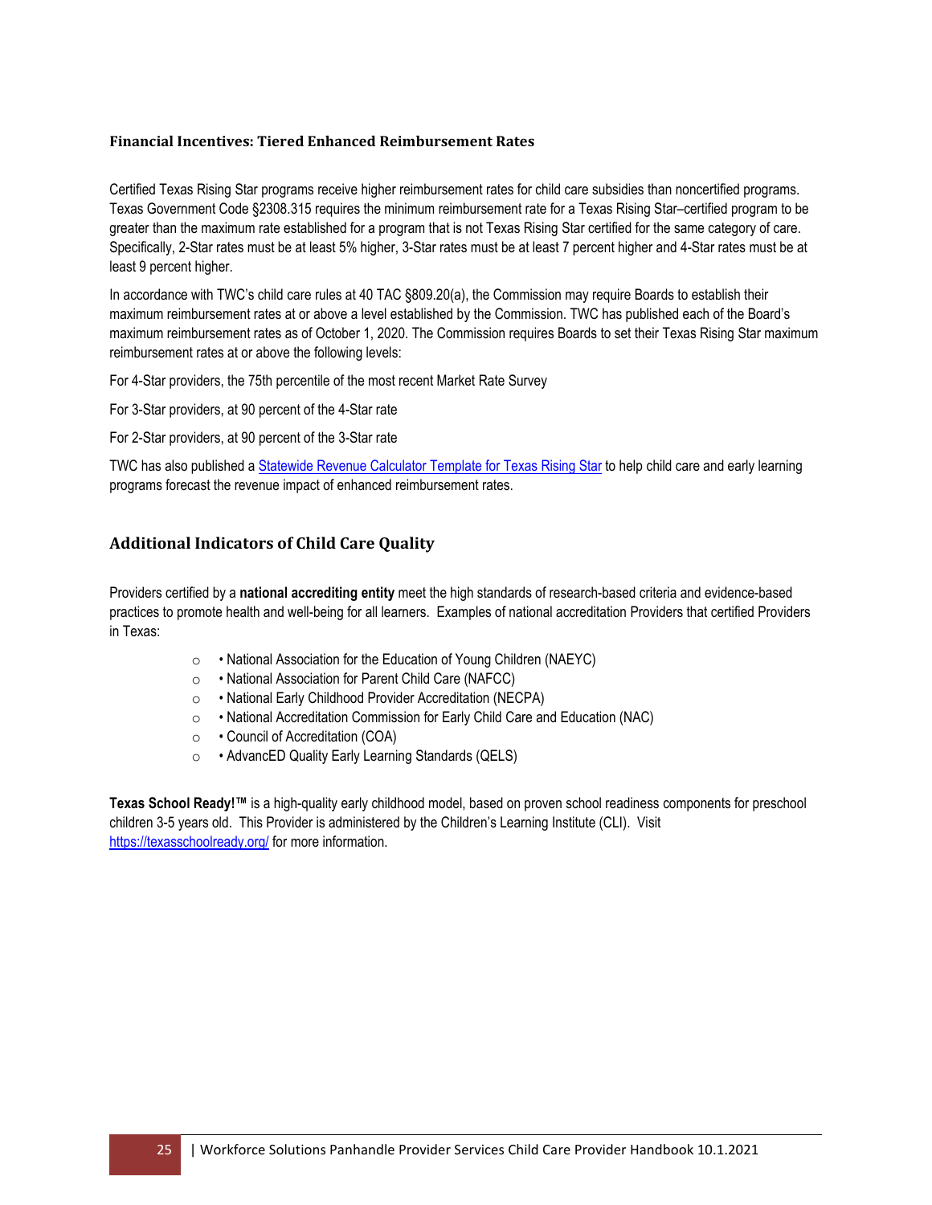### Financial Incentives: Tiered Enhanced Reimbursement Rates

Certified Texas Rising Star programs receive higher reimbursement rates for child care subsidies than noncertified programs. Texas Government Code §2308.315 requires the minimum reimbursement rate for a Texas Rising Star–certified program to be greater than the maximum rate established for a program that is not Texas Rising Star certified for the same category of care. Specifically, 2-Star rates must be at least 5% higher, 3-Star rates must be at least 7 percent higher and 4-Star rates must be at least 9 percent higher.

In accordance with TWC's child care rules at 40 TAC §809.20(a), the Commission may require Boards to establish their maximum reimbursement rates at or above a level established by the Commission. TWC has published each of the Board's maximum reimbursement rates as of October 1, 2020. The Commission requires Boards to set their Texas Rising Star maximum reimbursement rates at or above the following levels:

For 4-Star providers, the 75th percentile of the most recent Market Rate Survey

For 3-Star providers, at 90 percent of the 4-Star rate

For 2-Star providers, at 90 percent of the 3-Star rate

TWC has also published a [Statewide Revenue Calculator Template for Texas Rising Star]() to help child care and early learning programs forecast the revenue impact of enhanced reimbursement rates.

## Additional Indicators of Child Care Quality

Providers certified by a **national accrediting entity** meet the high standards of research-based criteria and evidence-based practices to promote health and well-being for all learners. Examples of national accreditation Providers that certified Providers in Texas:

- • National Association for the Education of Young Children (NAEYC)
- • National Association for Parent Child Care (NAFCC)
- • National Early Childhood Provider Accreditation (NECPA)
- • National Accreditation Commission for Early Child Care and Education (NAC)
- • Council of Accreditation (COA)
- • AdvancED Quality Early Learning Standards (QELS)

**Texas School Ready!™** is a high-quality early childhood model, based on proven school readiness components for preschool children 3-5 years old. This Provider is administered by the Children's Learning Institute (CLI). Visit https://texasschoolready.org/ for more information.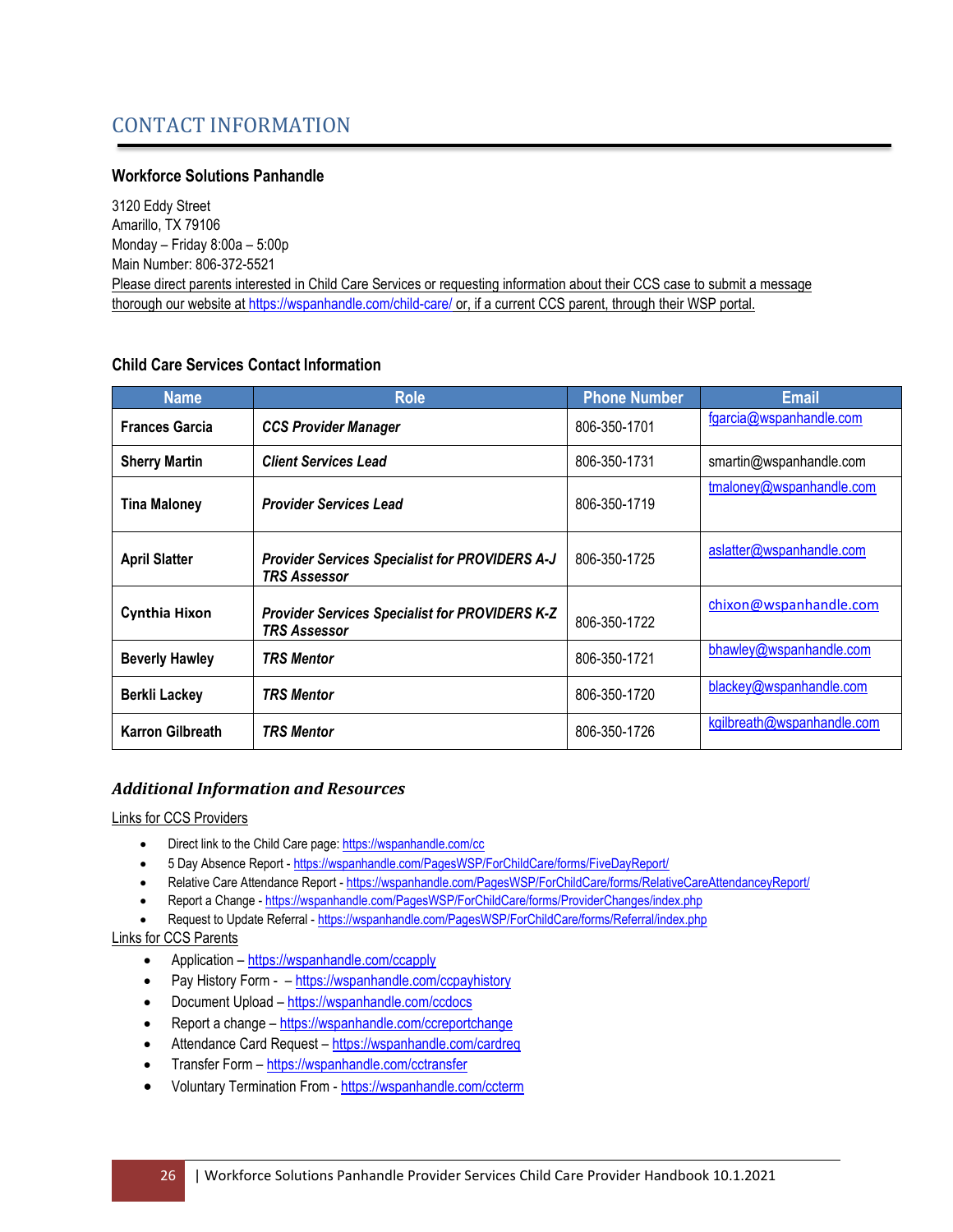# CONTACT INFORMATION

### Workforce Solutions Panhandle

3120 Eddy Street
Amarillo, TX 79106
Monday – Friday 8:00a – 5:00p
Main Number: 806-372-5521
Please direct parents interested in Child Care Services or requesting information about their CCS case to submit a message thorough our website at https://wspanhandle.com/child-care/ or, if a current CCS parent, through their WSP portal.

### Child Care Services Contact Information

| Name | Role | Phone Number | Email |
|---|---|---|---|
| **Frances Garcia** | ***CCS Provider Manager*** | 806-350-1701 | fgarcia@wspanhandle.com |
| **Sherry Martin** | ***Client Services Lead*** | 806-350-1731 | smartin@wspanhandle.com |
| **Tina Maloney** | ***Provider Services Lead*** | 806-350-1719 | tmaloney@wspanhandle.com |
| **April Slatter** | ***Provider Services Specialist for PROVIDERS A-J TRS Assessor*** | 806-350-1725 | aslatter@wspanhandle.com |
| **Cynthia Hixon** | ***Provider Services Specialist for PROVIDERS K-Z TRS Assessor*** | 806-350-1722 | chixon@wspanhandle.com |
| **Beverly Hawley** | ***TRS Mentor*** | 806-350-1721 | bhawley@wspanhandle.com |
| **Berkli Lackey** | ***TRS Mentor*** | 806-350-1720 | blackey@wspanhandle.com |
| **Karron Gilbreath** | ***TRS Mentor*** | 806-350-1726 | kgilbreath@wspanhandle.com |

### *Additional Information and Resources*

Links for CCS Providers

- Direct link to the Child Care page: https://wspanhandle.com/cc
- 5 Day Absence Report - https://wspanhandle.com/PagesWSP/ForChildCare/forms/FiveDayReport/
- Relative Care Attendance Report - https://wspanhandle.com/PagesWSP/ForChildCare/forms/RelativeCareAttendanceyReport/
- Report a Change - https://wspanhandle.com/PagesWSP/ForChildCare/forms/ProviderChanges/index.php
- Request to Update Referral - https://wspanhandle.com/PagesWSP/ForChildCare/forms/Referral/index.php

Links for CCS Parents

- Application – https://wspanhandle.com/ccapply
- Pay History Form - – https://wspanhandle.com/ccpayhistory
- Document Upload – https://wspanhandle.com/ccdocs
- Report a change – https://wspanhandle.com/ccreportchange
- Attendance Card Request – https://wspanhandle.com/cardreq
- Transfer Form – https://wspanhandle.com/cctransfer
- Voluntary Termination From - https://wspanhandle.com/ccterm